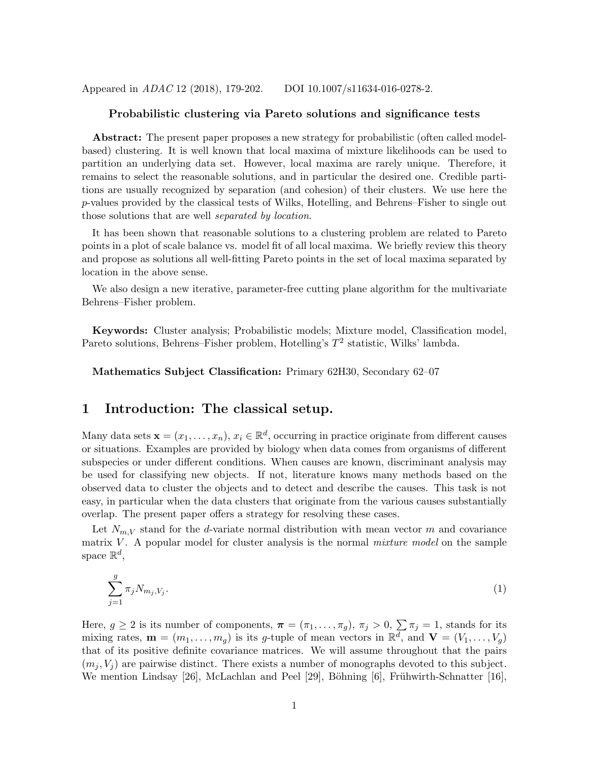Appeared in *ADAC* 12 (2018), 179-202. DOI 10.1007/s11634-016-0278-2.

**Probabilistic clustering via Pareto solutions and significance tests**

**Abstract:** The present paper proposes a new strategy for probabilistic (often called model-based) clustering. It is well known that local maxima of mixture likelihoods can be used to partition an underlying data set. However, local maxima are rarely unique. Therefore, it remains to select the reasonable solutions, and in particular the desired one. Credible partitions are usually recognized by separation (and cohesion) of their clusters. We use here the $p$-values provided by the classical tests of Wilks, Hotelling, and Behrens–Fisher to single out those solutions that are well *separated by location*.

It has been shown that reasonable solutions to a clustering problem are related to Pareto points in a plot of scale balance vs. model fit of all local maxima. We briefly review this theory and propose as solutions all well-fitting Pareto points in the set of local maxima separated by location in the above sense.

We also design a new iterative, parameter-free cutting plane algorithm for the multivariate Behrens–Fisher problem.

**Keywords:** Cluster analysis; Probabilistic models; Mixture model, Classification model, Pareto solutions, Behrens–Fisher problem, Hotelling's $T^2$ statistic, Wilks' lambda.

**Mathematics Subject Classification:** Primary 62H30, Secondary 62–07

# 1 Introduction: The classical setup.

Many data sets $\mathbf{x} = (x_1, \ldots, x_n)$, $x_i \in \mathbb{R}^d$, occurring in practice originate from different causes or situations. Examples are provided by biology when data comes from organisms of different subspecies or under different conditions. When causes are known, discriminant analysis may be used for classifying new objects. If not, literature knows many methods based on the observed data to cluster the objects and to detect and describe the causes. This task is not easy, in particular when the data clusters that originate from the various causes substantially overlap. The present paper offers a strategy for resolving these cases.

Let $N_{m,V}$ stand for the $d$-variate normal distribution with mean vector $m$ and covariance matrix $V$. A popular model for cluster analysis is the normal *mixture model* on the sample space $\mathbb{R}^d$,

$$\sum_{j=1}^{g} \pi_j N_{m_j,V_j}. \tag{1}$$

Here, $g \geq 2$ is its number of components, $\boldsymbol{\pi} = (\pi_1, \ldots, \pi_g)$, $\pi_j > 0$, $\sum \pi_j = 1$, stands for its mixing rates, $\mathbf{m} = (m_1, \ldots, m_g)$ is its $g$-tuple of mean vectors in $\mathbb{R}^d$, and $\mathbf{V} = (V_1, \ldots, V_g)$ that of its positive definite covariance matrices. We will assume throughout that the pairs $(m_j, V_j)$ are pairwise distinct. There exists a number of monographs devoted to this subject. We mention Lindsay [26], McLachlan and Peel [29], Böhning [6], Frühwirth-Schnatter [16],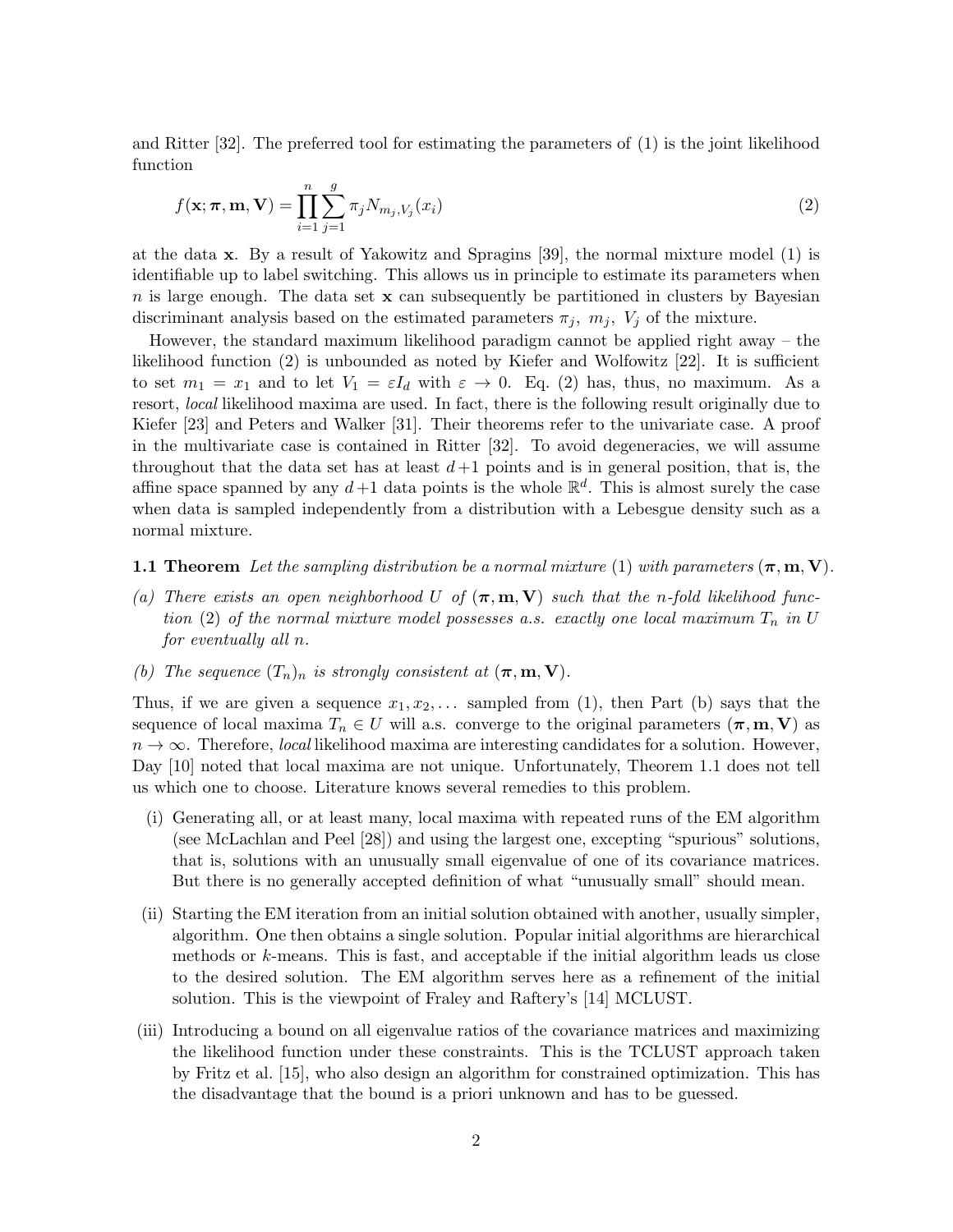and Ritter [32]. The preferred tool for estimating the parameters of (1) is the joint likelihood function

$$f(\mathbf{x}; \boldsymbol{\pi}, \mathbf{m}, \mathbf{V}) = \prod_{i=1}^{n} \sum_{j=1}^{g} \pi_j N_{m_j, V_j}(x_i) \tag{2}$$

at the data $\mathbf{x}$. By a result of Yakowitz and Spragins [39], the normal mixture model (1) is identifiable up to label switching. This allows us in principle to estimate its parameters when $n$ is large enough. The data set $\mathbf{x}$ can subsequently be partitioned in clusters by Bayesian discriminant analysis based on the estimated parameters $\pi_j$, $m_j$, $V_j$ of the mixture.

However, the standard maximum likelihood paradigm cannot be applied right away – the likelihood function (2) is unbounded as noted by Kiefer and Wolfowitz [22]. It is sufficient to set $m_1 = x_1$ and to let $V_1 = \varepsilon I_d$ with $\varepsilon \to 0$. Eq. (2) has, thus, no maximum. As a resort, *local* likelihood maxima are used. In fact, there is the following result originally due to Kiefer [23] and Peters and Walker [31]. Their theorems refer to the univariate case. A proof in the multivariate case is contained in Ritter [32]. To avoid degeneracies, we will assume throughout that the data set has at least $d+1$ points and is in general position, that is, the affine space spanned by any $d+1$ data points is the whole $\mathbb{R}^d$. This is almost surely the case when data is sampled independently from a distribution with a Lebesgue density such as a normal mixture.

**1.1 Theorem** *Let the sampling distribution be a normal mixture* (1) *with parameters* $(\boldsymbol{\pi}, \mathbf{m}, \mathbf{V})$.

*(a) There exists an open neighborhood $U$ of $(\boldsymbol{\pi}, \mathbf{m}, \mathbf{V})$ such that the $n$-fold likelihood function* (2) *of the normal mixture model possesses a.s. exactly one local maximum $T_n$ in $U$ for eventually all $n$.*

*(b) The sequence $(T_n)_n$ is strongly consistent at $(\boldsymbol{\pi}, \mathbf{m}, \mathbf{V})$.*

Thus, if we are given a sequence $x_1, x_2, \ldots$ sampled from (1), then Part (b) says that the sequence of local maxima $T_n \in U$ will a.s. converge to the original parameters $(\boldsymbol{\pi}, \mathbf{m}, \mathbf{V})$ as $n \to \infty$. Therefore, *local* likelihood maxima are interesting candidates for a solution. However, Day [10] noted that local maxima are not unique. Unfortunately, Theorem 1.1 does not tell us which one to choose. Literature knows several remedies to this problem.

(i) Generating all, or at least many, local maxima with repeated runs of the EM algorithm (see McLachlan and Peel [28]) and using the largest one, excepting "spurious" solutions, that is, solutions with an unusually small eigenvalue of one of its covariance matrices. But there is no generally accepted definition of what "unusually small" should mean.

(ii) Starting the EM iteration from an initial solution obtained with another, usually simpler, algorithm. One then obtains a single solution. Popular initial algorithms are hierarchical methods or $k$-means. This is fast, and acceptable if the initial algorithm leads us close to the desired solution. The EM algorithm serves here as a refinement of the initial solution. This is the viewpoint of Fraley and Raftery's [14] MCLUST.

(iii) Introducing a bound on all eigenvalue ratios of the covariance matrices and maximizing the likelihood function under these constraints. This is the TCLUST approach taken by Fritz et al. [15], who also design an algorithm for constrained optimization. This has the disadvantage that the bound is a priori unknown and has to be guessed.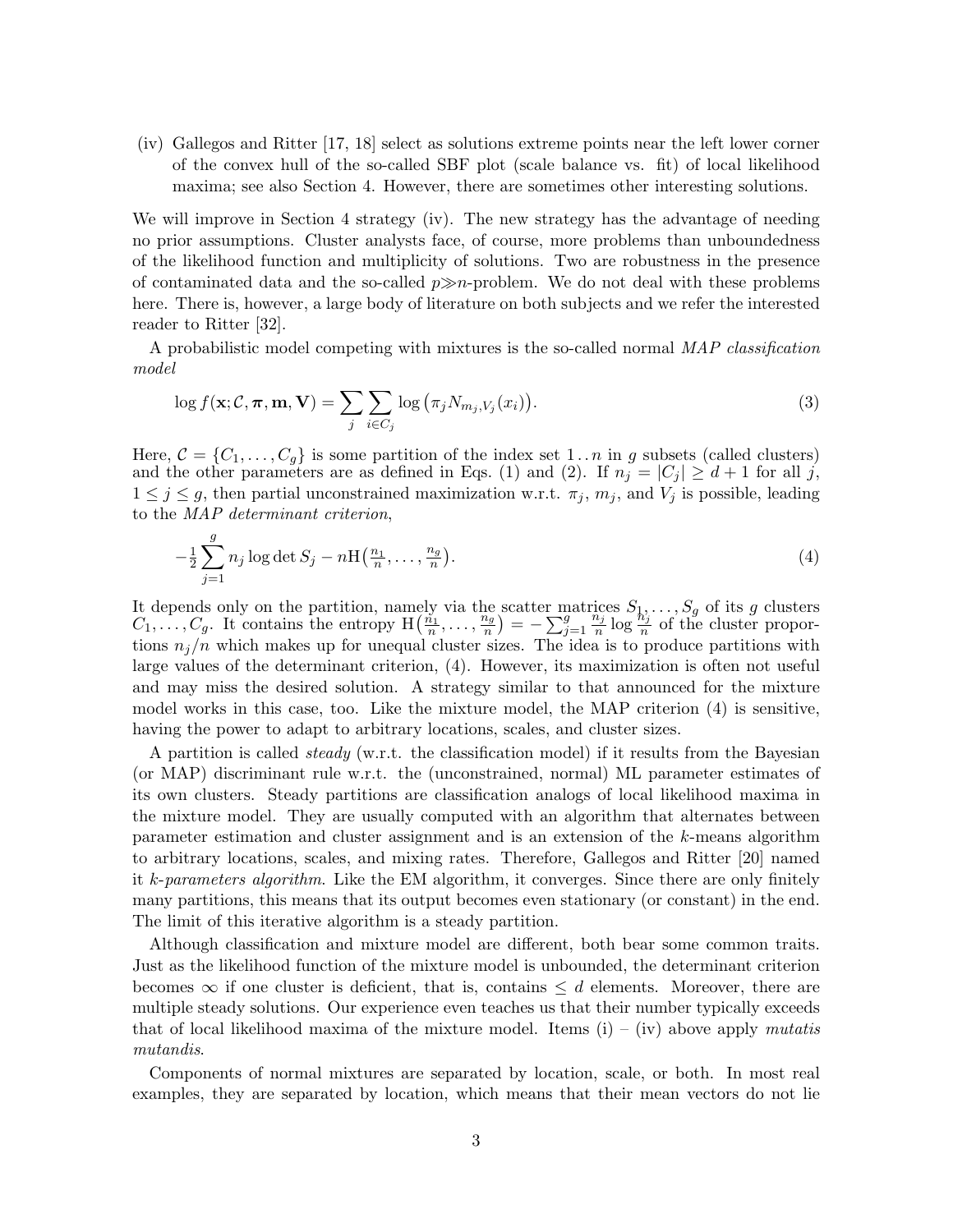(iv) Gallegos and Ritter [17, 18] select as solutions extreme points near the left lower corner of the convex hull of the so-called SBF plot (scale balance vs. fit) of local likelihood maxima; see also Section 4. However, there are sometimes other interesting solutions.

We will improve in Section 4 strategy (iv). The new strategy has the advantage of needing no prior assumptions. Cluster analysts face, of course, more problems than unboundedness of the likelihood function and multiplicity of solutions. Two are robustness in the presence of contaminated data and the so-called $p \gg n$-problem. We do not deal with these problems here. There is, however, a large body of literature on both subjects and we refer the interested reader to Ritter [32].

A probabilistic model competing with mixtures is the so-called normal *MAP classification model*

$$\log f(\mathbf{x}; \mathcal{C}, \boldsymbol{\pi}, \mathbf{m}, \mathbf{V}) = \sum_j \sum_{i \in C_j} \log \big(\pi_j N_{m_j, V_j}(x_i)\big). \tag{3}$$

Here, $\mathcal{C} = \{C_1, \ldots, C_g\}$ is some partition of the index set $1\,..\,n$ in $g$ subsets (called clusters) and the other parameters are as defined in Eqs. (1) and (2). If $n_j = |C_j| \geq d+1$ for all $j$, $1 \leq j \leq g$, then partial unconstrained maximization w.r.t. $\pi_j$, $m_j$, and $V_j$ is possible, leading to the *MAP determinant criterion*,

$$-\tfrac{1}{2} \sum_{j=1}^{g} n_j \log \det S_j - n \mathrm{H}\big(\tfrac{n_1}{n}, \ldots, \tfrac{n_g}{n}\big). \tag{4}$$

It depends only on the partition, namely via the scatter matrices $S_1, \ldots, S_g$ of its $g$ clusters $C_1, \ldots, C_g$. It contains the entropy $\mathrm{H}\big(\frac{n_1}{n}, \ldots, \frac{n_g}{n}\big) = -\sum_{j=1}^{g} \frac{n_j}{n} \log \frac{n_j}{n}$ of the cluster proportions $n_j/n$ which makes up for unequal cluster sizes. The idea is to produce partitions with large values of the determinant criterion, (4). However, its maximization is often not useful and may miss the desired solution. A strategy similar to that announced for the mixture model works in this case, too. Like the mixture model, the MAP criterion (4) is sensitive, having the power to adapt to arbitrary locations, scales, and cluster sizes.

A partition is called *steady* (w.r.t. the classification model) if it results from the Bayesian (or MAP) discriminant rule w.r.t. the (unconstrained, normal) ML parameter estimates of its own clusters. Steady partitions are classification analogs of local likelihood maxima in the mixture model. They are usually computed with an algorithm that alternates between parameter estimation and cluster assignment and is an extension of the $k$-means algorithm to arbitrary locations, scales, and mixing rates. Therefore, Gallegos and Ritter [20] named it *k-parameters algorithm*. Like the EM algorithm, it converges. Since there are only finitely many partitions, this means that its output becomes even stationary (or constant) in the end. The limit of this iterative algorithm is a steady partition.

Although classification and mixture model are different, both bear some common traits. Just as the likelihood function of the mixture model is unbounded, the determinant criterion becomes $\infty$ if one cluster is deficient, that is, contains $\leq d$ elements. Moreover, there are multiple steady solutions. Our experience even teaches us that their number typically exceeds that of local likelihood maxima of the mixture model. Items (i) – (iv) above apply *mutatis mutandis*.

Components of normal mixtures are separated by location, scale, or both. In most real examples, they are separated by location, which means that their mean vectors do not lie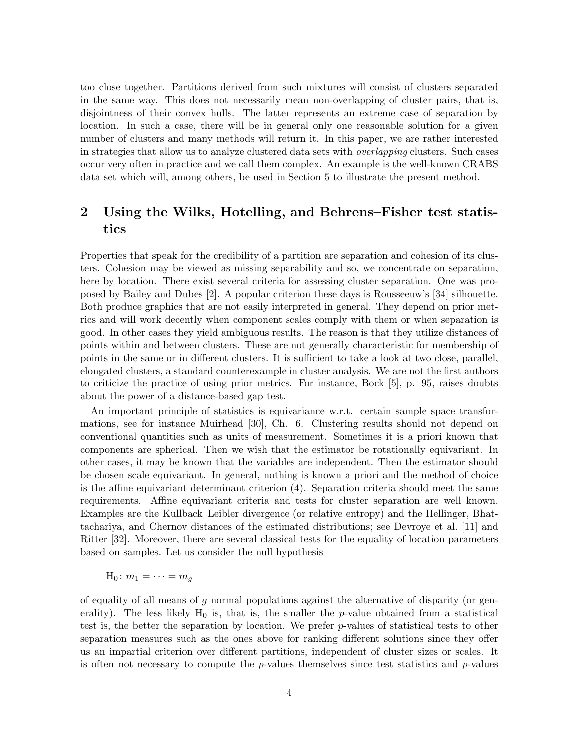too close together. Partitions derived from such mixtures will consist of clusters separated in the same way. This does not necessarily mean non-overlapping of cluster pairs, that is, disjointness of their convex hulls. The latter represents an extreme case of separation by location. In such a case, there will be in general only one reasonable solution for a given number of clusters and many methods will return it. In this paper, we are rather interested in strategies that allow us to analyze clustered data sets with *overlapping* clusters. Such cases occur very often in practice and we call them complex. An example is the well-known CRABS data set which will, among others, be used in Section 5 to illustrate the present method.

## 2 Using the Wilks, Hotelling, and Behrens–Fisher test statistics

Properties that speak for the credibility of a partition are separation and cohesion of its clusters. Cohesion may be viewed as missing separability and so, we concentrate on separation, here by location. There exist several criteria for assessing cluster separation. One was proposed by Bailey and Dubes [2]. A popular criterion these days is Rousseeuw's [34] silhouette. Both produce graphics that are not easily interpreted in general. They depend on prior metrics and will work decently when component scales comply with them or when separation is good. In other cases they yield ambiguous results. The reason is that they utilize distances of points within and between clusters. These are not generally characteristic for membership of points in the same or in different clusters. It is sufficient to take a look at two close, parallel, elongated clusters, a standard counterexample in cluster analysis. We are not the first authors to criticize the practice of using prior metrics. For instance, Bock [5], p. 95, raises doubts about the power of a distance-based gap test.

An important principle of statistics is equivariance w.r.t. certain sample space transformations, see for instance Muirhead [30], Ch. 6. Clustering results should not depend on conventional quantities such as units of measurement. Sometimes it is a priori known that components are spherical. Then we wish that the estimator be rotationally equivariant. In other cases, it may be known that the variables are independent. Then the estimator should be chosen scale equivariant. In general, nothing is known a priori and the method of choice is the affine equivariant determinant criterion (4). Separation criteria should meet the same requirements. Affine equivariant criteria and tests for cluster separation are well known. Examples are the Kullback–Leibler divergence (or relative entropy) and the Hellinger, Bhattachariya, and Chernov distances of the estimated distributions; see Devroye et al. [11] and Ritter [32]. Moreover, there are several classical tests for the equality of location parameters based on samples. Let us consider the null hypothesis

$$\mathrm{H}_0\colon m_1 = \cdots = m_g$$

of equality of all means of $g$ normal populations against the alternative of disparity (or generality). The less likely $\mathrm{H}_0$ is, that is, the smaller the $p$-value obtained from a statistical test is, the better the separation by location. We prefer $p$-values of statistical tests to other separation measures such as the ones above for ranking different solutions since they offer us an impartial criterion over different partitions, independent of cluster sizes or scales. It is often not necessary to compute the $p$-values themselves since test statistics and $p$-values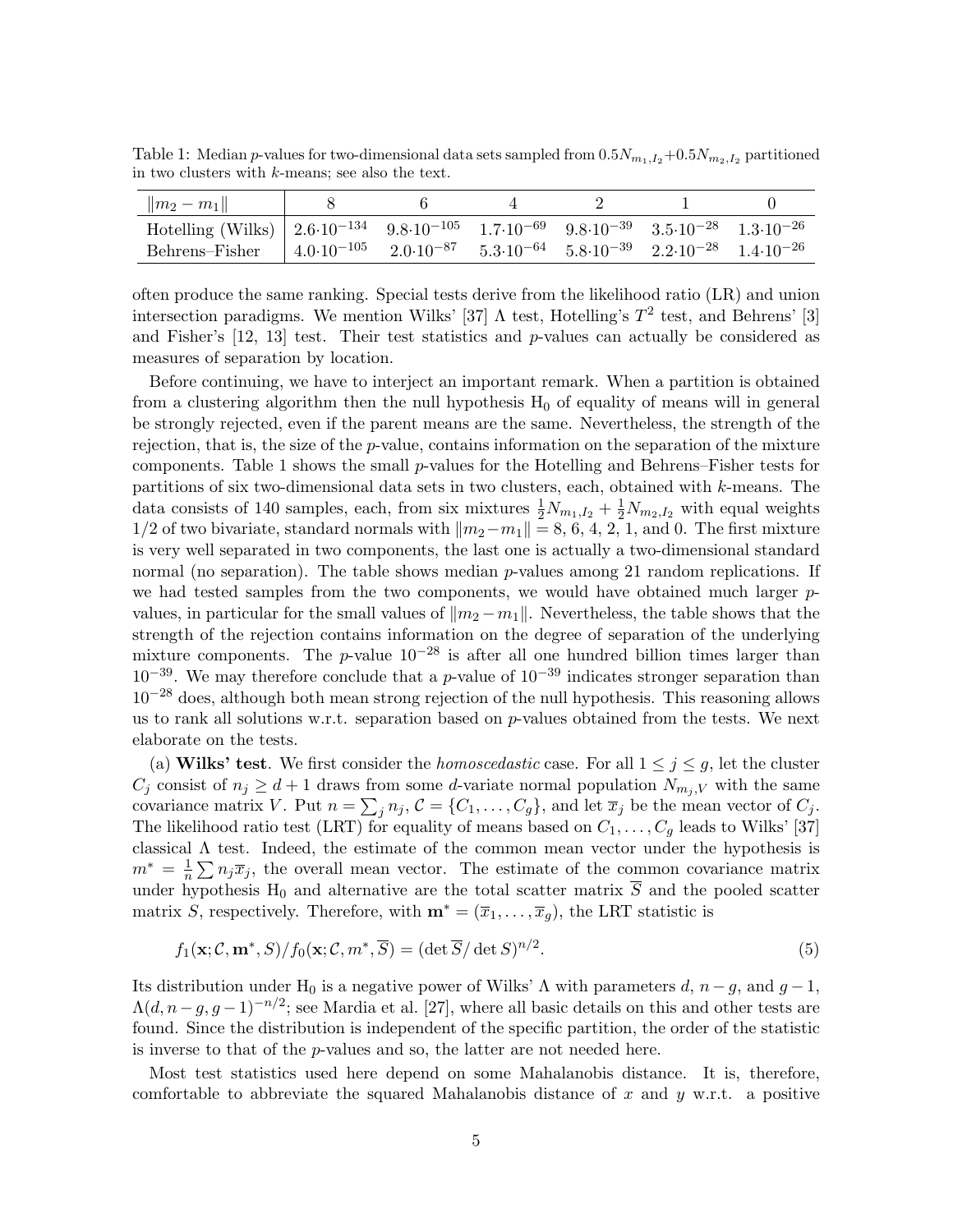Table 1: Median $p$-values for two-dimensional data sets sampled from $0.5N_{m_1,I_2}+0.5N_{m_2,I_2}$ partitioned in two clusters with $k$-means; see also the text.

| $\|m_2 - m_1\|$ | 8 | 6 | 4 | 2 | 1 | 0 |
|---|---|---|---|---|---|---|
| Hotelling (Wilks) | $2.6{\cdot}10^{-134}$ | $9.8{\cdot}10^{-105}$ | $1.7{\cdot}10^{-69}$ | $9.8{\cdot}10^{-39}$ | $3.5{\cdot}10^{-28}$ | $1.3{\cdot}10^{-26}$ |
| Behrens–Fisher | $4.0{\cdot}10^{-105}$ | $2.0{\cdot}10^{-87}$ | $5.3{\cdot}10^{-64}$ | $5.8{\cdot}10^{-39}$ | $2.2{\cdot}10^{-28}$ | $1.4{\cdot}10^{-26}$ |

often produce the same ranking. Special tests derive from the likelihood ratio (LR) and union intersection paradigms. We mention Wilks' [37] $\Lambda$ test, Hotelling's $T^2$ test, and Behrens' [3] and Fisher's [12, 13] test. Their test statistics and $p$-values can actually be considered as measures of separation by location.

Before continuing, we have to interject an important remark. When a partition is obtained from a clustering algorithm then the null hypothesis $H_0$ of equality of means will in general be strongly rejected, even if the parent means are the same. Nevertheless, the strength of the rejection, that is, the size of the $p$-value, contains information on the separation of the mixture components. Table 1 shows the small $p$-values for the Hotelling and Behrens–Fisher tests for partitions of six two-dimensional data sets in two clusters, each, obtained with $k$-means. The data consists of 140 samples, each, from six mixtures $\frac{1}{2}N_{m_1,I_2} + \frac{1}{2}N_{m_2,I_2}$ with equal weights 1/2 of two bivariate, standard normals with $\|m_2 - m_1\| = 8$, 6, 4, 2, 1, and 0. The first mixture is very well separated in two components, the last one is actually a two-dimensional standard normal (no separation). The table shows median $p$-values among 21 random replications. If we had tested samples from the two components, we would have obtained much larger $p$-values, in particular for the small values of $\|m_2 - m_1\|$. Nevertheless, the table shows that the strength of the rejection contains information on the degree of separation of the underlying mixture components. The $p$-value $10^{-28}$ is after all one hundred billion times larger than $10^{-39}$. We may therefore conclude that a $p$-value of $10^{-39}$ indicates stronger separation than $10^{-28}$ does, although both mean strong rejection of the null hypothesis. This reasoning allows us to rank all solutions w.r.t. separation based on $p$-values obtained from the tests. We next elaborate on the tests.

(a) **Wilks' test**. We first consider the *homoscedastic* case. For all $1 \le j \le g$, let the cluster $C_j$ consist of $n_j \ge d + 1$ draws from some $d$-variate normal population $N_{m_j,V}$ with the same covariance matrix $V$. Put $n = \sum_j n_j$, $\mathcal{C} = \{C_1, \dots, C_g\}$, and let $\overline{x}_j$ be the mean vector of $C_j$. The likelihood ratio test (LRT) for equality of means based on $C_1, \dots, C_g$ leads to Wilks' [37] classical $\Lambda$ test. Indeed, the estimate of the common mean vector under the hypothesis is $m^* = \frac{1}{n} \sum n_j \overline{x}_j$, the overall mean vector. The estimate of the common covariance matrix under hypothesis $H_0$ and alternative are the total scatter matrix $\overline{S}$ and the pooled scatter matrix $S$, respectively. Therefore, with $\mathbf{m}^* = (\overline{x}_1, \dots, \overline{x}_g)$, the LRT statistic is

$$f_1(\mathbf{x}; \mathcal{C}, \mathbf{m}^*, S)/f_0(\mathbf{x}; \mathcal{C}, m^*, \overline{S}) = (\det \overline{S}/\det S)^{n/2}. \tag{5}$$

Its distribution under $H_0$ is a negative power of Wilks' $\Lambda$ with parameters $d$, $n - g$, and $g - 1$, $\Lambda(d, n - g, g - 1)^{-n/2}$; see Mardia et al. [27], where all basic details on this and other tests are found. Since the distribution is independent of the specific partition, the order of the statistic is inverse to that of the $p$-values and so, the latter are not needed here.

Most test statistics used here depend on some Mahalanobis distance. It is, therefore, comfortable to abbreviate the squared Mahalanobis distance of $x$ and $y$ w.r.t. a positive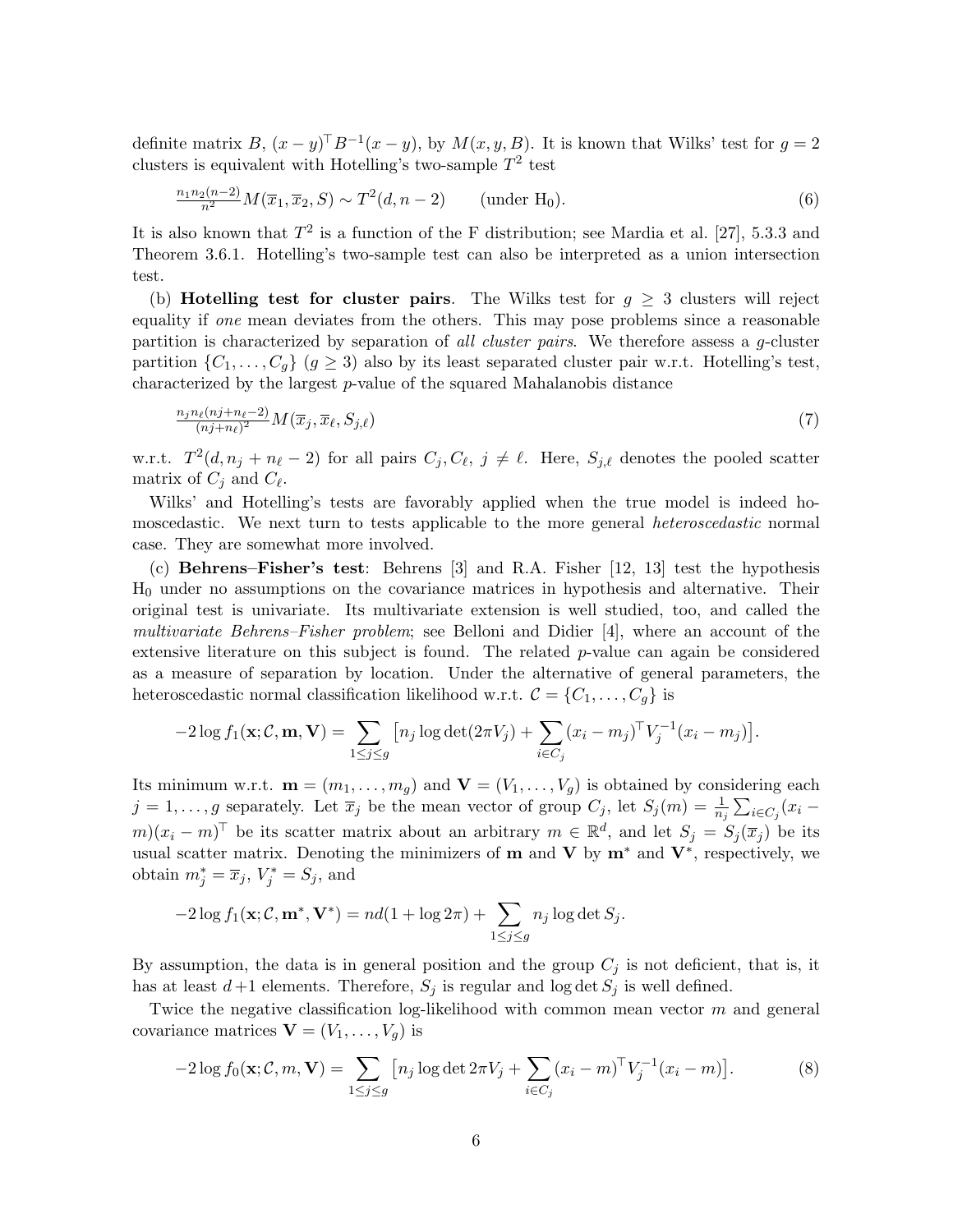definite matrix $B$, $(x-y)^\top B^{-1}(x-y)$, by $M(x,y,B)$. It is known that Wilks' test for $g=2$ clusters is equivalent with Hotelling's two-sample $T^2$ test

$$\tfrac{n_1 n_2(n-2)}{n^2} M(\overline{x}_1, \overline{x}_2, S) \sim T^2(d, n-2) \qquad \text{(under H}_0\text{)}. \tag{6}$$

It is also known that $T^2$ is a function of the F distribution; see Mardia et al. [27], 5.3.3 and Theorem 3.6.1. Hotelling's two-sample test can also be interpreted as a union intersection test.

(b) **Hotelling test for cluster pairs**. The Wilks test for $g \geq 3$ clusters will reject equality if *one* mean deviates from the others. This may pose problems since a reasonable partition is characterized by separation of *all cluster pairs*. We therefore assess a $g$-cluster partition $\{C_1, \ldots, C_g\}$ ($g \geq 3$) also by its least separated cluster pair w.r.t. Hotelling's test, characterized by the largest $p$-value of the squared Mahalanobis distance

$$\tfrac{n_j n_\ell (nj+n_\ell-2)}{(nj+n_\ell)^2} M(\overline{x}_j, \overline{x}_\ell, S_{j,\ell}) \tag{7}$$

w.r.t. $T^2(d, n_j+n_\ell-2)$ for all pairs $C_j, C_\ell$, $j \neq \ell$. Here, $S_{j,\ell}$ denotes the pooled scatter matrix of $C_j$ and $C_\ell$.

Wilks' and Hotelling's tests are favorably applied when the true model is indeed homoscedastic. We next turn to tests applicable to the more general *heteroscedastic* normal case. They are somewhat more involved.

(c) **Behrens–Fisher's test**: Behrens [3] and R.A. Fisher [12, 13] test the hypothesis $\mathrm{H}_0$ under no assumptions on the covariance matrices in hypothesis and alternative. Their original test is univariate. Its multivariate extension is well studied, too, and called the *multivariate Behrens–Fisher problem*; see Belloni and Didier [4], where an account of the extensive literature on this subject is found. The related $p$-value can again be considered as a measure of separation by location. Under the alternative of general parameters, the heteroscedastic normal classification likelihood w.r.t. $\mathcal{C} = \{C_1, \ldots, C_g\}$ is

$$-2\log f_1(\mathbf{x}; \mathcal{C}, \mathbf{m}, \mathbf{V}) = \sum_{1\leq j\leq g} \big[n_j \log\det(2\pi V_j) + \sum_{i\in C_j}(x_i - m_j)^\top V_j^{-1}(x_i - m_j)\big].$$

Its minimum w.r.t. $\mathbf{m} = (m_1, \ldots, m_g)$ and $\mathbf{V} = (V_1, \ldots, V_g)$ is obtained by considering each $j = 1, \ldots, g$ separately. Let $\overline{x}_j$ be the mean vector of group $C_j$, let $S_j(m) = \frac{1}{n_j}\sum_{i\in C_j}(x_i - m)(x_i - m)^\top$ be its scatter matrix about an arbitrary $m \in \mathbb{R}^d$, and let $S_j = S_j(\overline{x}_j)$ be its usual scatter matrix. Denoting the minimizers of $\mathbf{m}$ and $\mathbf{V}$ by $\mathbf{m}^*$ and $\mathbf{V}^*$, respectively, we obtain $m_j^* = \overline{x}_j$, $V_j^* = S_j$, and

$$-2\log f_1(\mathbf{x}; \mathcal{C}, \mathbf{m}^*, \mathbf{V}^*) = nd(1 + \log 2\pi) + \sum_{1\leq j\leq g} n_j \log\det S_j.$$

By assumption, the data is in general position and the group $C_j$ is not deficient, that is, it has at least $d+1$ elements. Therefore, $S_j$ is regular and $\log\det S_j$ is well defined.

Twice the negative classification log-likelihood with common mean vector $m$ and general covariance matrices $\mathbf{V} = (V_1, \ldots, V_g)$ is

$$-2\log f_0(\mathbf{x}; \mathcal{C}, m, \mathbf{V}) = \sum_{1\leq j\leq g} \big[n_j \log\det 2\pi V_j + \sum_{i\in C_j}(x_i - m)^\top V_j^{-1}(x_i - m)\big]. \tag{8}$$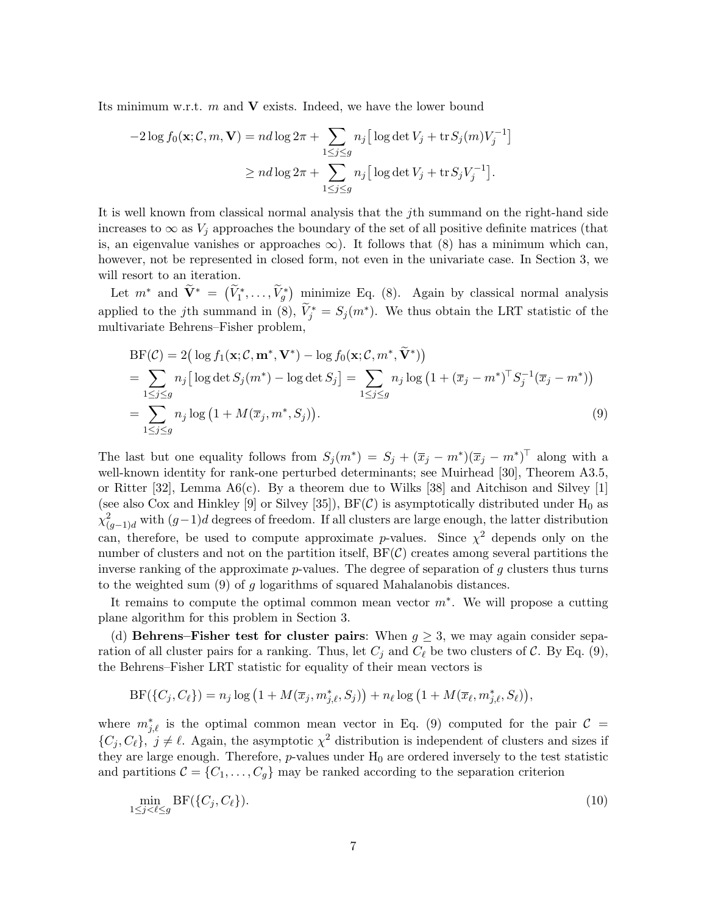Its minimum w.r.t. $m$ and $\mathbf{V}$ exists. Indeed, we have the lower bound

$$
\begin{aligned}
-2\log f_0(\mathbf{x};\mathcal{C},m,\mathbf{V}) &= nd\log 2\pi + \sum_{1\le j\le g} n_j\big[\log\det V_j + \operatorname{tr} S_j(m)V_j^{-1}\big]\\
&\ge nd\log 2\pi + \sum_{1\le j\le g} n_j\big[\log\det V_j + \operatorname{tr} S_j V_j^{-1}\big].
\end{aligned}
$$

It is well known from classical normal analysis that the $j$th summand on the right-hand side increases to $\infty$ as $V_j$ approaches the boundary of the set of all positive definite matrices (that is, an eigenvalue vanishes or approaches $\infty$). It follows that (8) has a minimum which can, however, not be represented in closed form, not even in the univariate case. In Section 3, we will resort to an iteration.

Let $m^*$ and $\widetilde{\mathbf{V}}^* = \big(\widetilde{V}_1^*,\dots,\widetilde{V}_g^*\big)$ minimize Eq. (8). Again by classical normal analysis applied to the $j$th summand in (8), $\widetilde{V}_j^* = S_j(m^*)$. We thus obtain the LRT statistic of the multivariate Behrens–Fisher problem,

$$
\begin{aligned}
&\mathrm{BF}(\mathcal{C}) = 2\big(\log f_1(\mathbf{x};\mathcal{C},\mathbf{m}^*,\mathbf{V}^*) - \log f_0(\mathbf{x};\mathcal{C},m^*,\widetilde{\mathbf{V}}^*)\big)\\
&= \sum_{1\le j\le g} n_j\big[\log\det S_j(m^*) - \log\det S_j\big] = \sum_{1\le j\le g} n_j \log\big(1 + (\overline{x}_j - m^*)^\top S_j^{-1}(\overline{x}_j - m^*)\big)\\
&= \sum_{1\le j\le g} n_j \log\big(1 + M(\overline{x}_j, m^*, S_j)\big).
\end{aligned}
\tag{9}
$$

The last but one equality follows from $S_j(m^*) = S_j + (\overline{x}_j - m^*)(\overline{x}_j - m^*)^\top$ along with a well-known identity for rank-one perturbed determinants; see Muirhead [30], Theorem A3.5, or Ritter [32], Lemma A6(c). By a theorem due to Wilks [38] and Aitchison and Silvey [1] (see also Cox and Hinkley [9] or Silvey [35]), $\mathrm{BF}(\mathcal{C})$ is asymptotically distributed under $\mathrm{H}_0$ as $\chi^2_{(g-1)d}$ with $(g-1)d$ degrees of freedom. If all clusters are large enough, the latter distribution can, therefore, be used to compute approximate $p$-values. Since $\chi^2$ depends only on the number of clusters and not on the partition itself, $\mathrm{BF}(\mathcal{C})$ creates among several partitions the inverse ranking of the approximate $p$-values. The degree of separation of $g$ clusters thus turns to the weighted sum (9) of $g$ logarithms of squared Mahalanobis distances.

It remains to compute the optimal common mean vector $m^*$. We will propose a cutting plane algorithm for this problem in Section 3.

(d) **Behrens–Fisher test for cluster pairs**: When $g \ge 3$, we may again consider separation of all cluster pairs for a ranking. Thus, let $C_j$ and $C_\ell$ be two clusters of $\mathcal{C}$. By Eq. (9), the Behrens–Fisher LRT statistic for equality of their mean vectors is

$$
\mathrm{BF}(\{C_j, C_\ell\}) = n_j \log\big(1 + M(\overline{x}_j, m^*_{j,\ell}, S_j)\big) + n_\ell \log\big(1 + M(\overline{x}_\ell, m^*_{j,\ell}, S_\ell)\big),
$$

where $m^*_{j,\ell}$ is the optimal common mean vector in Eq. (9) computed for the pair $\mathcal{C} = \{C_j, C_\ell\}$, $j \ne \ell$. Again, the asymptotic $\chi^2$ distribution is independent of clusters and sizes if they are large enough. Therefore, $p$-values under $\mathrm{H}_0$ are ordered inversely to the test statistic and partitions $\mathcal{C} = \{C_1,\dots,C_g\}$ may be ranked according to the separation criterion

$$
\min_{1\le j<\ell\le g} \mathrm{BF}(\{C_j, C_\ell\}).
\tag{10}
$$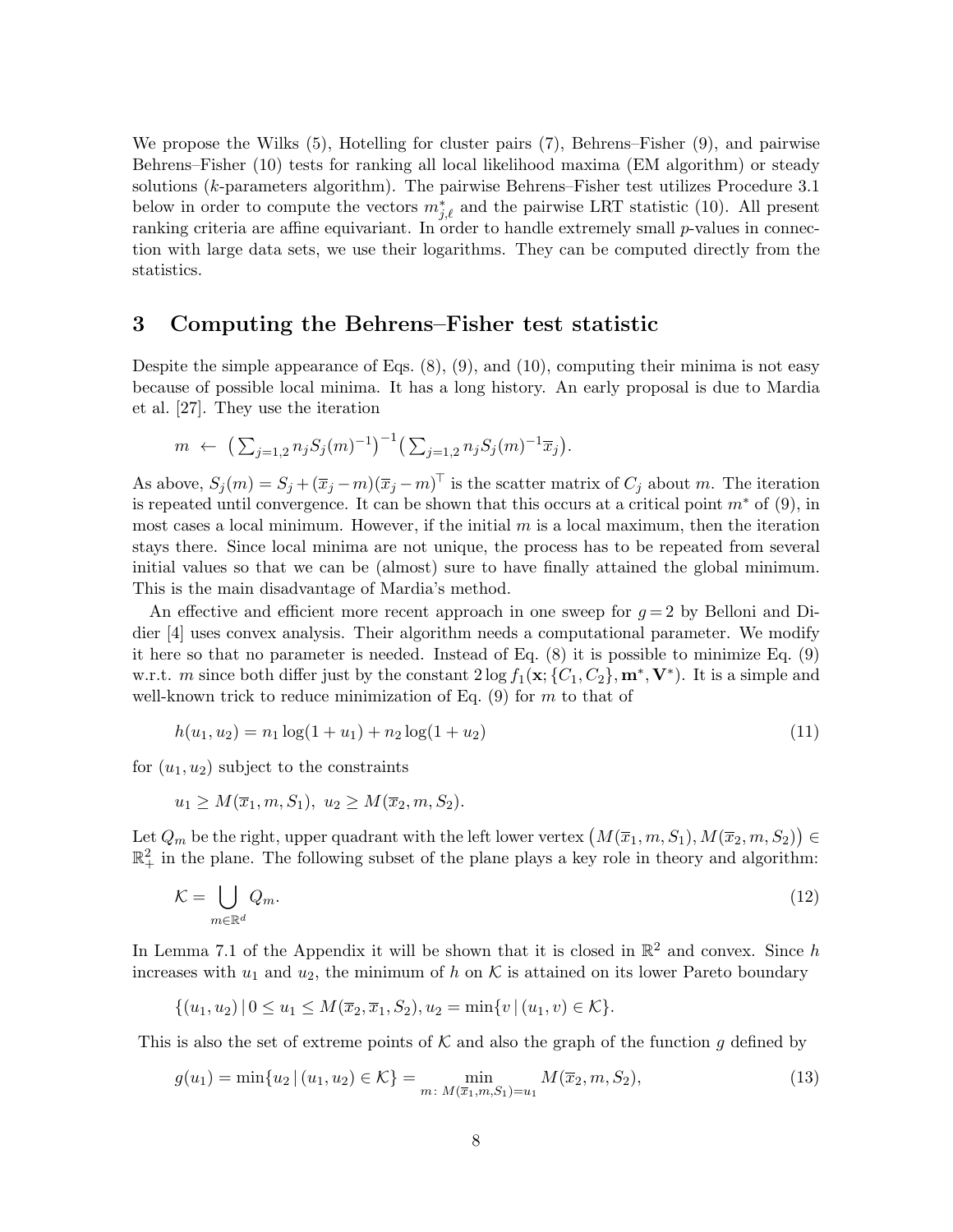We propose the Wilks (5), Hotelling for cluster pairs (7), Behrens–Fisher (9), and pairwise Behrens–Fisher (10) tests for ranking all local likelihood maxima (EM algorithm) or steady solutions ($k$-parameters algorithm). The pairwise Behrens–Fisher test utilizes Procedure 3.1 below in order to compute the vectors $m^*_{j,\ell}$ and the pairwise LRT statistic (10). All present ranking criteria are affine equivariant. In order to handle extremely small $p$-values in connection with large data sets, we use their logarithms. They can be computed directly from the statistics.

## 3 Computing the Behrens–Fisher test statistic

Despite the simple appearance of Eqs. (8), (9), and (10), computing their minima is not easy because of possible local minima. It has a long history. An early proposal is due to Mardia et al. [27]. They use the iteration

$$m \leftarrow \big(\textstyle\sum_{j=1,2} n_j S_j(m)^{-1}\big)^{-1}\big(\textstyle\sum_{j=1,2} n_j S_j(m)^{-1}\overline{x}_j\big).$$

As above, $S_j(m) = S_j + (\overline{x}_j - m)(\overline{x}_j - m)^\top$ is the scatter matrix of $C_j$ about $m$. The iteration is repeated until convergence. It can be shown that this occurs at a critical point $m^*$ of (9), in most cases a local minimum. However, if the initial $m$ is a local maximum, then the iteration stays there. Since local minima are not unique, the process has to be repeated from several initial values so that we can be (almost) sure to have finally attained the global minimum. This is the main disadvantage of Mardia's method.

An effective and efficient more recent approach in one sweep for $g=2$ by Belloni and Didier [4] uses convex analysis. Their algorithm needs a computational parameter. We modify it here so that no parameter is needed. Instead of Eq. (8) it is possible to minimize Eq. (9) w.r.t. $m$ since both differ just by the constant $2\log f_1(\mathbf{x};\{C_1,C_2\},\mathbf{m}^*,\mathbf{V}^*)$. It is a simple and well-known trick to reduce minimization of Eq. (9) for $m$ to that of

$$h(u_1,u_2) = n_1\log(1+u_1) + n_2\log(1+u_2) \tag{11}$$

for $(u_1,u_2)$ subject to the constraints

$$u_1 \geq M(\overline{x}_1, m, S_1),\ u_2 \geq M(\overline{x}_2, m, S_2).$$

Let $Q_m$ be the right, upper quadrant with the left lower vertex $\big(M(\overline{x}_1, m, S_1), M(\overline{x}_2, m, S_2)\big) \in \mathbb{R}^2_+$ in the plane. The following subset of the plane plays a key role in theory and algorithm:

$$\mathcal{K} = \bigcup_{m\in\mathbb{R}^d} Q_m. \tag{12}$$

In Lemma 7.1 of the Appendix it will be shown that it is closed in $\mathbb{R}^2$ and convex. Since $h$ increases with $u_1$ and $u_2$, the minimum of $h$ on $\mathcal{K}$ is attained on its lower Pareto boundary

$$\{(u_1,u_2)\,|\, 0 \leq u_1 \leq M(\overline{x}_2, \overline{x}_1, S_2), u_2 = \min\{v \,|\, (u_1,v)\in\mathcal{K}\}.$$

This is also the set of extreme points of $\mathcal{K}$ and also the graph of the function $g$ defined by

$$g(u_1) = \min\{u_2 \,|\, (u_1,u_2)\in\mathcal{K}\} = \min_{m:\ M(\overline{x}_1,m,S_1)=u_1} M(\overline{x}_2, m, S_2), \tag{13}$$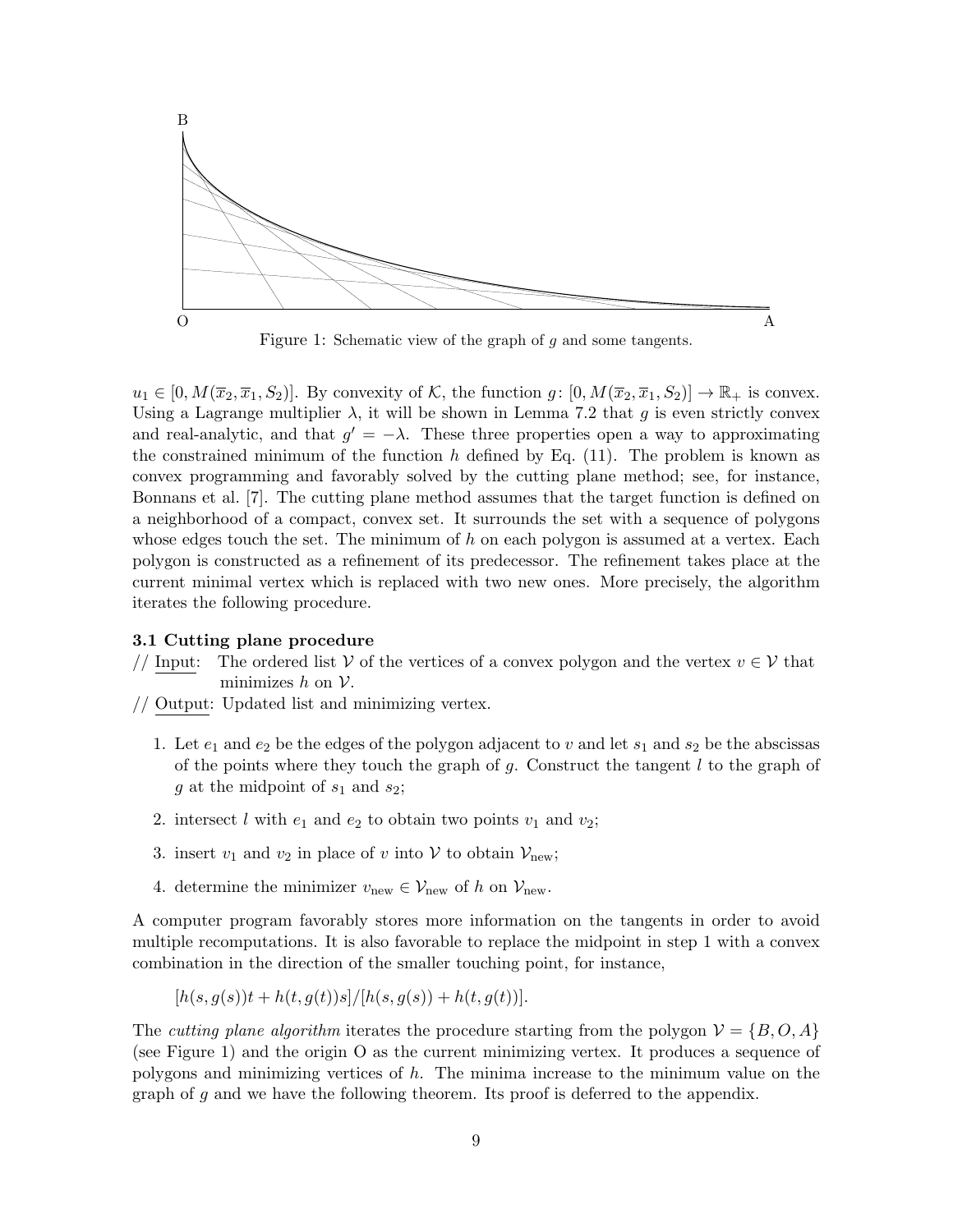Figure 1: Schematic view of the graph of $g$ and some tangents.

$u_1 \in [0, M(\overline{x}_2, \overline{x}_1, S_2)]$. By convexity of $\mathcal{K}$, the function $g\colon [0, M(\overline{x}_2, \overline{x}_1, S_2)] \to \mathbb{R}_+$ is convex. Using a Lagrange multiplier $\lambda$, it will be shown in Lemma 7.2 that $g$ is even strictly convex and real-analytic, and that $g' = -\lambda$. These three properties open a way to approximating the constrained minimum of the function $h$ defined by Eq. (11). The problem is known as convex programming and favorably solved by the cutting plane method; see, for instance, Bonnans et al. [7]. The cutting plane method assumes that the target function is defined on a neighborhood of a compact, convex set. It surrounds the set with a sequence of polygons whose edges touch the set. The minimum of $h$ on each polygon is assumed at a vertex. Each polygon is constructed as a refinement of its predecessor. The refinement takes place at the current minimal vertex which is replaced with two new ones. More precisely, the algorithm iterates the following procedure.

### 3.1 Cutting plane procedure

// Input: The ordered list $\mathcal{V}$ of the vertices of a convex polygon and the vertex $v \in \mathcal{V}$ that minimizes $h$ on $\mathcal{V}$.

// Output: Updated list and minimizing vertex.

1. Let $e_1$ and $e_2$ be the edges of the polygon adjacent to $v$ and let $s_1$ and $s_2$ be the abscissas of the points where they touch the graph of $g$. Construct the tangent $l$ to the graph of $g$ at the midpoint of $s_1$ and $s_2$;
2. intersect $l$ with $e_1$ and $e_2$ to obtain two points $v_1$ and $v_2$;
3. insert $v_1$ and $v_2$ in place of $v$ into $\mathcal{V}$ to obtain $\mathcal{V}_{\text{new}}$;
4. determine the minimizer $v_{\text{new}} \in \mathcal{V}_{\text{new}}$ of $h$ on $\mathcal{V}_{\text{new}}$.

A computer program favorably stores more information on the tangents in order to avoid multiple recomputations. It is also favorable to replace the midpoint in step 1 with a convex combination in the direction of the smaller touching point, for instance,

$$[h(s, g(s))t + h(t, g(t))s]/[h(s, g(s)) + h(t, g(t))].$$

The *cutting plane algorithm* iterates the procedure starting from the polygon $\mathcal{V} = \{B, O, A\}$ (see Figure 1) and the origin O as the current minimizing vertex. It produces a sequence of polygons and minimizing vertices of $h$. The minima increase to the minimum value on the graph of $g$ and we have the following theorem. Its proof is deferred to the appendix.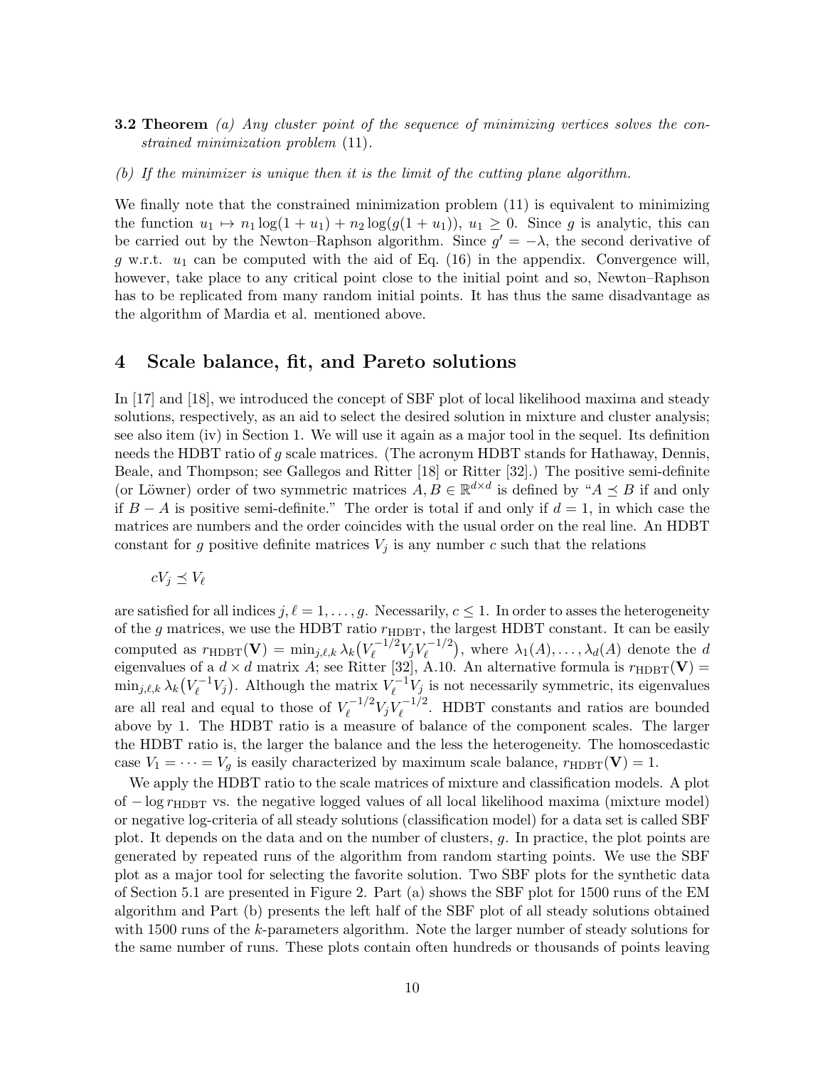**3.2 Theorem** *(a) Any cluster point of the sequence of minimizing vertices solves the constrained minimization problem* (11).

*(b) If the minimizer is unique then it is the limit of the cutting plane algorithm.*

We finally note that the constrained minimization problem (11) is equivalent to minimizing the function $u_1 \mapsto n_1 \log(1+u_1) + n_2 \log(g(1+u_1))$, $u_1 \geq 0$. Since $g$ is analytic, this can be carried out by the Newton–Raphson algorithm. Since $g' = -\lambda$, the second derivative of $g$ w.r.t. $u_1$ can be computed with the aid of Eq. (16) in the appendix. Convergence will, however, take place to any critical point close to the initial point and so, Newton–Raphson has to be replicated from many random initial points. It has thus the same disadvantage as the algorithm of Mardia et al. mentioned above.

# 4 Scale balance, fit, and Pareto solutions

In [17] and [18], we introduced the concept of SBF plot of local likelihood maxima and steady solutions, respectively, as an aid to select the desired solution in mixture and cluster analysis; see also item (iv) in Section 1. We will use it again as a major tool in the sequel. Its definition needs the HDBT ratio of $g$ scale matrices. (The acronym HDBT stands for Hathaway, Dennis, Beale, and Thompson; see Gallegos and Ritter [18] or Ritter [32].) The positive semi-definite (or Löwner) order of two symmetric matrices $A, B \in \mathbb{R}^{d\times d}$ is defined by "$A \preceq B$ if and only if $B - A$ is positive semi-definite." The order is total if and only if $d = 1$, in which case the matrices are numbers and the order coincides with the usual order on the real line. An HDBT constant for $g$ positive definite matrices $V_j$ is any number $c$ such that the relations

$$cV_j \preceq V_\ell$$

are satisfied for all indices $j, \ell = 1, \ldots, g$. Necessarily, $c \leq 1$. In order to asses the heterogeneity of the $g$ matrices, we use the HDBT ratio $r_{\mathrm{HDBT}}$, the largest HDBT constant. It can be easily computed as $r_{\mathrm{HDBT}}(\mathbf{V}) = \min_{j,\ell,k} \lambda_k\big(V_\ell^{-1/2} V_j V_\ell^{-1/2}\big)$, where $\lambda_1(A), \ldots, \lambda_d(A)$ denote the $d$ eigenvalues of a $d \times d$ matrix $A$; see Ritter [32], A.10. An alternative formula is $r_{\mathrm{HDBT}}(\mathbf{V}) = \min_{j,\ell,k} \lambda_k\big(V_\ell^{-1} V_j\big)$. Although the matrix $V_\ell^{-1} V_j$ is not necessarily symmetric, its eigenvalues are all real and equal to those of $V_\ell^{-1/2} V_j V_\ell^{-1/2}$. HDBT constants and ratios are bounded above by 1. The HDBT ratio is a measure of balance of the component scales. The larger the HDBT ratio is, the larger the balance and the less the heterogeneity. The homoscedastic case $V_1 = \cdots = V_g$ is easily characterized by maximum scale balance, $r_{\mathrm{HDBT}}(\mathbf{V}) = 1$.

We apply the HDBT ratio to the scale matrices of mixture and classification models. A plot of $-\log r_{\mathrm{HDBT}}$ vs. the negative logged values of all local likelihood maxima (mixture model) or negative log-criteria of all steady solutions (classification model) for a data set is called SBF plot. It depends on the data and on the number of clusters, $g$. In practice, the plot points are generated by repeated runs of the algorithm from random starting points. We use the SBF plot as a major tool for selecting the favorite solution. Two SBF plots for the synthetic data of Section 5.1 are presented in Figure 2. Part (a) shows the SBF plot for 1500 runs of the EM algorithm and Part (b) presents the left half of the SBF plot of all steady solutions obtained with 1500 runs of the $k$-parameters algorithm. Note the larger number of steady solutions for the same number of runs. These plots contain often hundreds or thousands of points leaving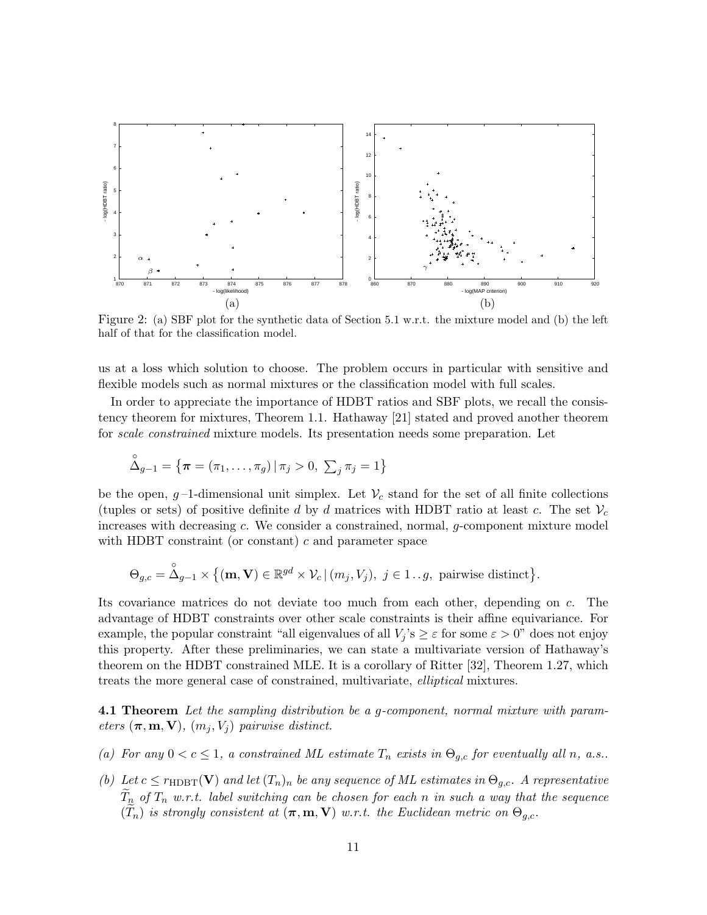Figure 2: (a) SBF plot for the synthetic data of Section 5.1 w.r.t. the mixture model and (b) the left half of that for the classification model.

us at a loss which solution to choose. The problem occurs in particular with sensitive and flexible models such as normal mixtures or the classification model with full scales.

In order to appreciate the importance of HDBT ratios and SBF plots, we recall the consistency theorem for mixtures, Theorem 1.1. Hathaway [21] stated and proved another theorem for *scale constrained* mixture models. Its presentation needs some preparation. Let

$$\overset{\circ}{\Delta}_{g-1} = \left\{ \boldsymbol{\pi} = (\pi_1, \ldots, \pi_g) \,|\, \pi_j > 0, \ \textstyle\sum_j \pi_j = 1 \right\}$$

be the open, $g-1$-dimensional unit simplex. Let $\mathcal{V}_c$ stand for the set of all finite collections (tuples or sets) of positive definite $d$ by $d$ matrices with HDBT ratio at least $c$. The set $\mathcal{V}_c$ increases with decreasing $c$. We consider a constrained, normal, $g$-component mixture model with HDBT constraint (or constant) $c$ and parameter space

$$\Theta_{g,c} = \overset{\circ}{\Delta}_{g-1} \times \left\{ (\mathbf{m}, \mathbf{V}) \in \mathbb{R}^{gd} \times \mathcal{V}_c \,|\, (m_j, V_j), \ j \in 1\,.\,.\,g, \ \text{pairwise distinct} \right\}.$$

Its covariance matrices do not deviate too much from each other, depending on $c$. The advantage of HDBT constraints over other scale constraints is their affine equivariance. For example, the popular constraint "all eigenvalues of all $V_j$'s $\geq \varepsilon$ for some $\varepsilon > 0$" does not enjoy this property. After these preliminaries, we can state a multivariate version of Hathaway's theorem on the HDBT constrained MLE. It is a corollary of Ritter [32], Theorem 1.27, which treats the more general case of constrained, multivariate, *elliptical* mixtures.

**4.1 Theorem** *Let the sampling distribution be a $g$-component, normal mixture with parameters $(\boldsymbol{\pi}, \mathbf{m}, \mathbf{V})$, $(m_j, V_j)$ pairwise distinct.*

*(a) For any $0 < c \leq 1$, a constrained ML estimate $T_n$ exists in $\Theta_{g,c}$ for eventually all $n$, a.s..*

*(b) Let $c \leq r_{\mathrm{HDBT}}(\mathbf{V})$ and let $(T_n)_n$ be any sequence of ML estimates in $\Theta_{g,c}$. A representative $\widetilde{T}_n$ of $T_n$ w.r.t. label switching can be chosen for each $n$ in such a way that the sequence $(\widetilde{T}_n)$ is strongly consistent at $(\boldsymbol{\pi}, \mathbf{m}, \mathbf{V})$ w.r.t. the Euclidean metric on $\Theta_{g,c}$.*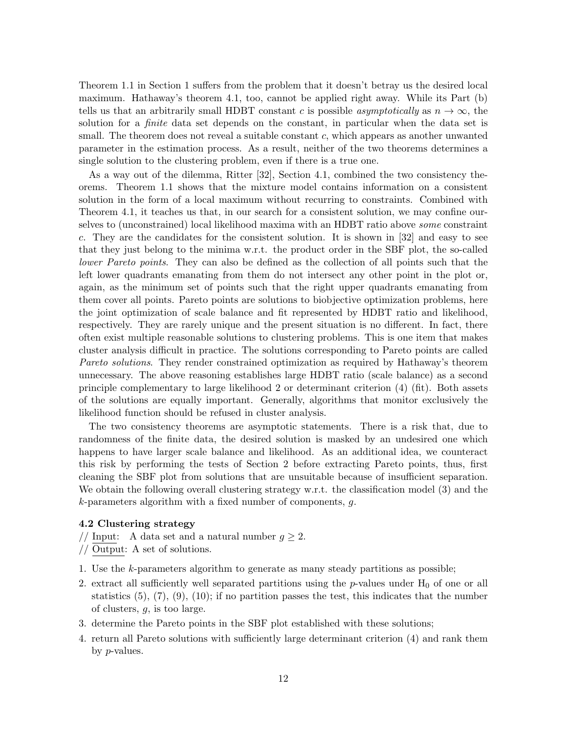Theorem 1.1 in Section 1 suffers from the problem that it doesn't betray us the desired local maximum. Hathaway's theorem 4.1, too, cannot be applied right away. While its Part (b) tells us that an arbitrarily small HDBT constant $c$ is possible *asymptotically* as $n \to \infty$, the solution for a *finite* data set depends on the constant, in particular when the data set is small. The theorem does not reveal a suitable constant $c$, which appears as another unwanted parameter in the estimation process. As a result, neither of the two theorems determines a single solution to the clustering problem, even if there is a true one.

As a way out of the dilemma, Ritter [32], Section 4.1, combined the two consistency theorems. Theorem 1.1 shows that the mixture model contains information on a consistent solution in the form of a local maximum without recurring to constraints. Combined with Theorem 4.1, it teaches us that, in our search for a consistent solution, we may confine ourselves to (unconstrained) local likelihood maxima with an HDBT ratio above *some* constraint $c$. They are the candidates for the consistent solution. It is shown in [32] and easy to see that they just belong to the minima w.r.t. the product order in the SBF plot, the so-called *lower Pareto points*. They can also be defined as the collection of all points such that the left lower quadrants emanating from them do not intersect any other point in the plot or, again, as the minimum set of points such that the right upper quadrants emanating from them cover all points. Pareto points are solutions to biobjective optimization problems, here the joint optimization of scale balance and fit represented by HDBT ratio and likelihood, respectively. They are rarely unique and the present situation is no different. In fact, there often exist multiple reasonable solutions to clustering problems. This is one item that makes cluster analysis difficult in practice. The solutions corresponding to Pareto points are called *Pareto solutions*. They render constrained optimization as required by Hathaway's theorem unnecessary. The above reasoning establishes large HDBT ratio (scale balance) as a second principle complementary to large likelihood 2 or determinant criterion (4) (fit). Both assets of the solutions are equally important. Generally, algorithms that monitor exclusively the likelihood function should be refused in cluster analysis.

The two consistency theorems are asymptotic statements. There is a risk that, due to randomness of the finite data, the desired solution is masked by an undesired one which happens to have larger scale balance and likelihood. As an additional idea, we counteract this risk by performing the tests of Section 2 before extracting Pareto points, thus, first cleaning the SBF plot from solutions that are unsuitable because of insufficient separation. We obtain the following overall clustering strategy w.r.t. the classification model (3) and the $k$-parameters algorithm with a fixed number of components, $g$.

### 4.2 Clustering strategy

// Input: A data set and a natural number $g \geq 2$.
// Output: A set of solutions.

1. Use the $k$-parameters algorithm to generate as many steady partitions as possible;
2. extract all sufficiently well separated partitions using the $p$-values under $H_0$ of one or all statistics (5), (7), (9), (10); if no partition passes the test, this indicates that the number of clusters, $g$, is too large.
3. determine the Pareto points in the SBF plot established with these solutions;
4. return all Pareto solutions with sufficiently large determinant criterion (4) and rank them by $p$-values.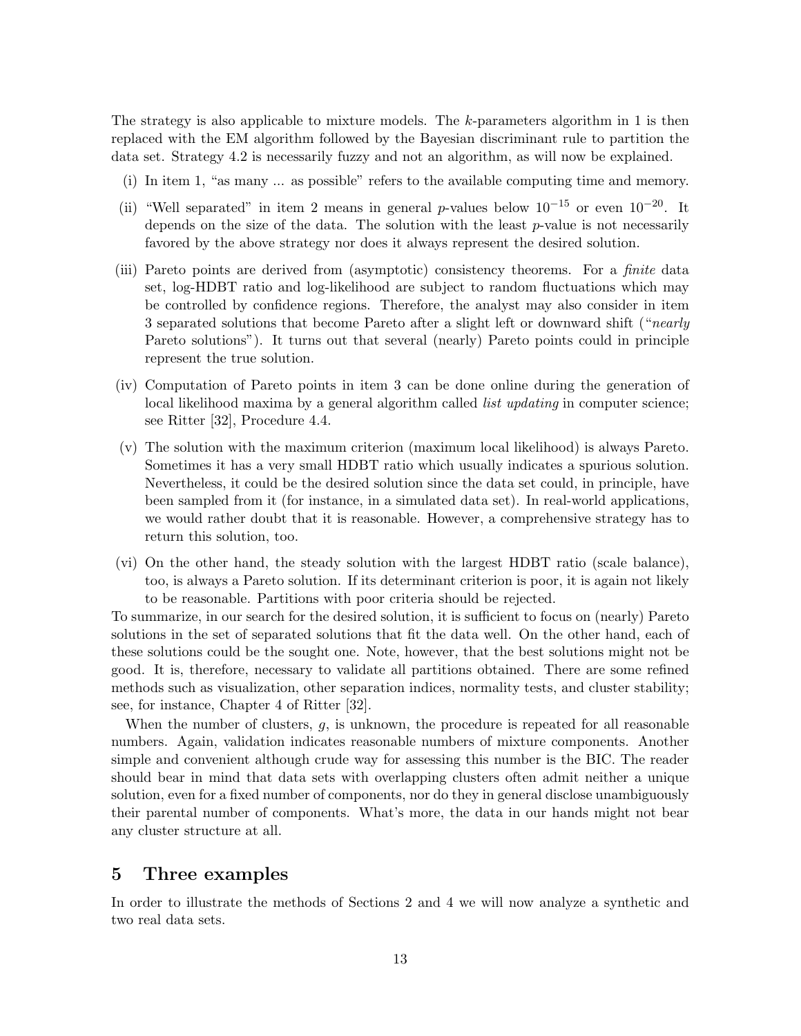The strategy is also applicable to mixture models. The $k$-parameters algorithm in 1 is then replaced with the EM algorithm followed by the Bayesian discriminant rule to partition the data set. Strategy 4.2 is necessarily fuzzy and not an algorithm, as will now be explained.

(i) In item 1, "as many ... as possible" refers to the available computing time and memory.

(ii) "Well separated" in item 2 means in general $p$-values below $10^{-15}$ or even $10^{-20}$. It depends on the size of the data. The solution with the least $p$-value is not necessarily favored by the above strategy nor does it always represent the desired solution.

(iii) Pareto points are derived from (asymptotic) consistency theorems. For a *finite* data set, log-HDBT ratio and log-likelihood are subject to random fluctuations which may be controlled by confidence regions. Therefore, the analyst may also consider in item 3 separated solutions that become Pareto after a slight left or downward shift ("*nearly* Pareto solutions"). It turns out that several (nearly) Pareto points could in principle represent the true solution.

(iv) Computation of Pareto points in item 3 can be done online during the generation of local likelihood maxima by a general algorithm called *list updating* in computer science; see Ritter [32], Procedure 4.4.

(v) The solution with the maximum criterion (maximum local likelihood) is always Pareto. Sometimes it has a very small HDBT ratio which usually indicates a spurious solution. Nevertheless, it could be the desired solution since the data set could, in principle, have been sampled from it (for instance, in a simulated data set). In real-world applications, we would rather doubt that it is reasonable. However, a comprehensive strategy has to return this solution, too.

(vi) On the other hand, the steady solution with the largest HDBT ratio (scale balance), too, is always a Pareto solution. If its determinant criterion is poor, it is again not likely to be reasonable. Partitions with poor criteria should be rejected.

To summarize, in our search for the desired solution, it is sufficient to focus on (nearly) Pareto solutions in the set of separated solutions that fit the data well. On the other hand, each of these solutions could be the sought one. Note, however, that the best solutions might not be good. It is, therefore, necessary to validate all partitions obtained. There are some refined methods such as visualization, other separation indices, normality tests, and cluster stability; see, for instance, Chapter 4 of Ritter [32].

When the number of clusters, $g$, is unknown, the procedure is repeated for all reasonable numbers. Again, validation indicates reasonable numbers of mixture components. Another simple and convenient although crude way for assessing this number is the BIC. The reader should bear in mind that data sets with overlapping clusters often admit neither a unique solution, even for a fixed number of components, nor do they in general disclose unambiguously their parental number of components. What's more, the data in our hands might not bear any cluster structure at all.

## 5 Three examples

In order to illustrate the methods of Sections 2 and 4 we will now analyze a synthetic and two real data sets.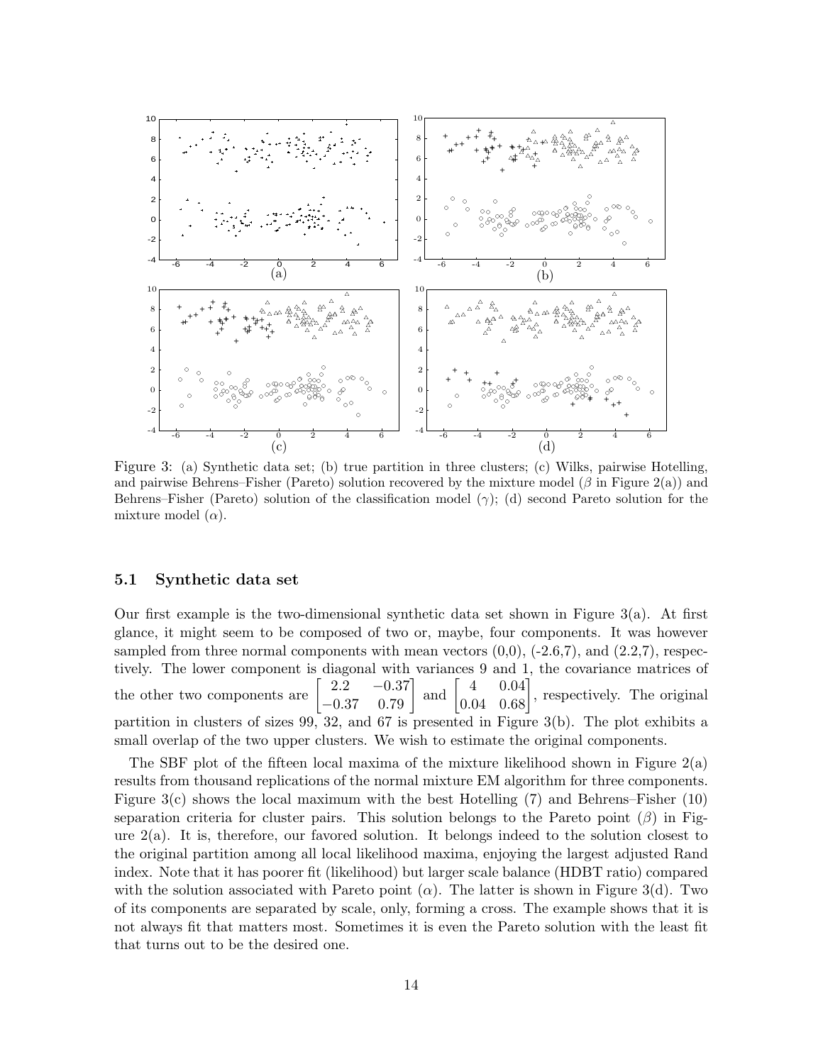Figure 3: (a) Synthetic data set; (b) true partition in three clusters; (c) Wilks, pairwise Hotelling, and pairwise Behrens–Fisher (Pareto) solution recovered by the mixture model ($\beta$ in Figure 2(a)) and Behrens–Fisher (Pareto) solution of the classification model ($\gamma$); (d) second Pareto solution for the mixture model ($\alpha$).

### 5.1 Synthetic data set

Our first example is the two-dimensional synthetic data set shown in Figure 3(a). At first glance, it might seem to be composed of two or, maybe, four components. It was however sampled from three normal components with mean vectors (0,0), (-2.6,7), and (2.2,7), respectively. The lower component is diagonal with variances 9 and 1, the covariance matrices of the other two components are $\begin{bmatrix} 2.2 & -0.37 \\ -0.37 & 0.79 \end{bmatrix}$ and $\begin{bmatrix} 4 & 0.04 \\ 0.04 & 0.68 \end{bmatrix}$, respectively. The original partition in clusters of sizes 99, 32, and 67 is presented in Figure 3(b). The plot exhibits a small overlap of the two upper clusters. We wish to estimate the original components.

The SBF plot of the fifteen local maxima of the mixture likelihood shown in Figure 2(a) results from thousand replications of the normal mixture EM algorithm for three components. Figure 3(c) shows the local maximum with the best Hotelling (7) and Behrens–Fisher (10) separation criteria for cluster pairs. This solution belongs to the Pareto point ($\beta$) in Figure 2(a). It is, therefore, our favored solution. It belongs indeed to the solution closest to the original partition among all local likelihood maxima, enjoying the largest adjusted Rand index. Note that it has poorer fit (likelihood) but larger scale balance (HDBT ratio) compared with the solution associated with Pareto point ($\alpha$). The latter is shown in Figure 3(d). Two of its components are separated by scale, only, forming a cross. The example shows that it is not always fit that matters most. Sometimes it is even the Pareto solution with the least fit that turns out to be the desired one.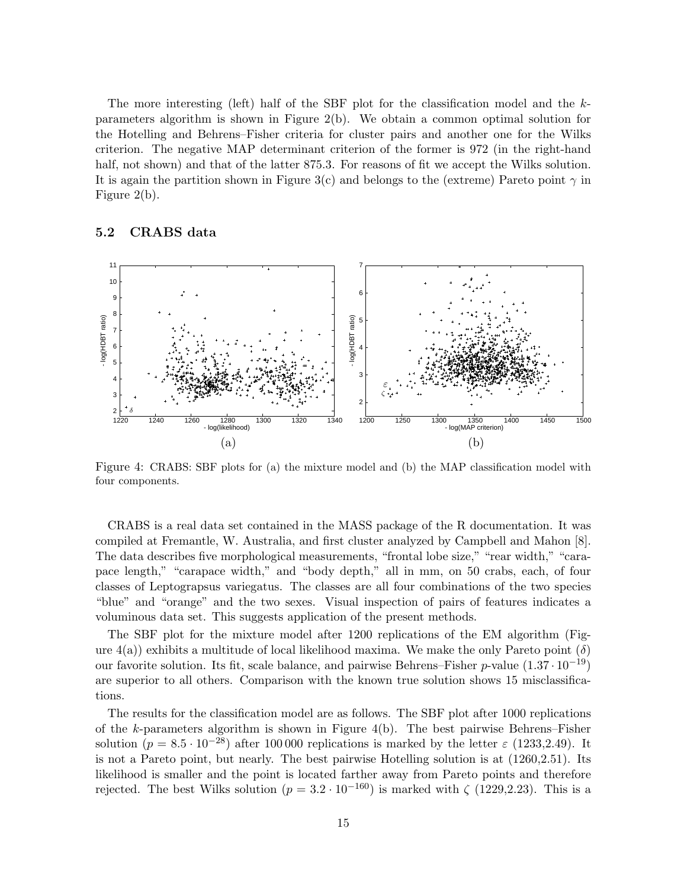The more interesting (left) half of the SBF plot for the classification model and the $k$-parameters algorithm is shown in Figure 2(b). We obtain a common optimal solution for the Hotelling and Behrens–Fisher criteria for cluster pairs and another one for the Wilks criterion. The negative MAP determinant criterion of the former is 972 (in the right-hand half, not shown) and that of the latter 875.3. For reasons of fit we accept the Wilks solution. It is again the partition shown in Figure 3(c) and belongs to the (extreme) Pareto point $\gamma$ in Figure 2(b).

### 5.2 CRABS data

Figure 4: CRABS: SBF plots for (a) the mixture model and (b) the MAP classification model with four components.

CRABS is a real data set contained in the MASS package of the R documentation. It was compiled at Fremantle, W. Australia, and first cluster analyzed by Campbell and Mahon [8]. The data describes five morphological measurements, "frontal lobe size," "rear width," "carapace length," "carapace width," and "body depth," all in mm, on 50 crabs, each, of four classes of Leptograpsus variegatus. The classes are all four combinations of the two species "blue" and "orange" and the two sexes. Visual inspection of pairs of features indicates a voluminous data set. This suggests application of the present methods.

The SBF plot for the mixture model after 1200 replications of the EM algorithm (Figure 4(a)) exhibits a multitude of local likelihood maxima. We make the only Pareto point ($\delta$) our favorite solution. Its fit, scale balance, and pairwise Behrens–Fisher $p$-value ($1.37 \cdot 10^{-19}$) are superior to all others. Comparison with the known true solution shows 15 misclassifications.

The results for the classification model are as follows. The SBF plot after 1000 replications of the $k$-parameters algorithm is shown in Figure 4(b). The best pairwise Behrens–Fisher solution ($p = 8.5 \cdot 10^{-28}$) after 100 000 replications is marked by the letter $\varepsilon$ (1233,2.49). It is not a Pareto point, but nearly. The best pairwise Hotelling solution is at (1260,2.51). Its likelihood is smaller and the point is located farther away from Pareto points and therefore rejected. The best Wilks solution ($p = 3.2 \cdot 10^{-160}$) is marked with $\zeta$ (1229,2.23). This is a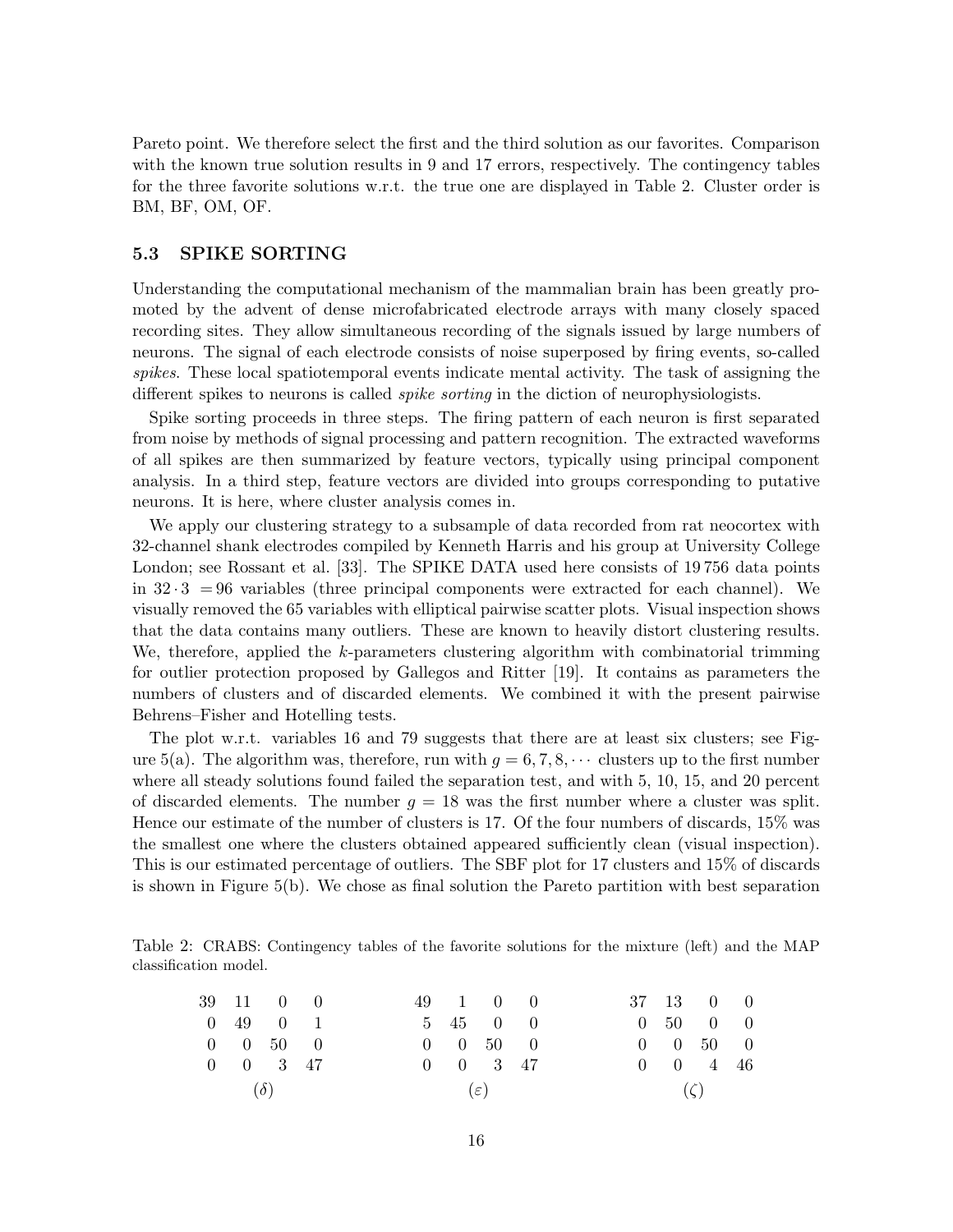Pareto point. We therefore select the first and the third solution as our favorites. Comparison with the known true solution results in 9 and 17 errors, respectively. The contingency tables for the three favorite solutions w.r.t. the true one are displayed in Table 2. Cluster order is BM, BF, OM, OF.

### 5.3 SPIKE SORTING

Understanding the computational mechanism of the mammalian brain has been greatly promoted by the advent of dense microfabricated electrode arrays with many closely spaced recording sites. They allow simultaneous recording of the signals issued by large numbers of neurons. The signal of each electrode consists of noise superposed by firing events, so-called *spikes*. These local spatiotemporal events indicate mental activity. The task of assigning the different spikes to neurons is called *spike sorting* in the diction of neurophysiologists.

Spike sorting proceeds in three steps. The firing pattern of each neuron is first separated from noise by methods of signal processing and pattern recognition. The extracted waveforms of all spikes are then summarized by feature vectors, typically using principal component analysis. In a third step, feature vectors are divided into groups corresponding to putative neurons. It is here, where cluster analysis comes in.

We apply our clustering strategy to a subsample of data recorded from rat neocortex with 32-channel shank electrodes compiled by Kenneth Harris and his group at University College London; see Rossant et al. [33]. The SPIKE DATA used here consists of 19 756 data points in $32 \cdot 3 = 96$ variables (three principal components were extracted for each channel). We visually removed the 65 variables with elliptical pairwise scatter plots. Visual inspection shows that the data contains many outliers. These are known to heavily distort clustering results. We, therefore, applied the $k$-parameters clustering algorithm with combinatorial trimming for outlier protection proposed by Gallegos and Ritter [19]. It contains as parameters the numbers of clusters and of discarded elements. We combined it with the present pairwise Behrens–Fisher and Hotelling tests.

The plot w.r.t. variables 16 and 79 suggests that there are at least six clusters; see Figure 5(a). The algorithm was, therefore, run with $g = 6, 7, 8, \cdots$ clusters up to the first number where all steady solutions found failed the separation test, and with 5, 10, 15, and 20 percent of discarded elements. The number $g = 18$ was the first number where a cluster was split. Hence our estimate of the number of clusters is 17. Of the four numbers of discards, 15% was the smallest one where the clusters obtained appeared sufficiently clean (visual inspection). This is our estimated percentage of outliers. The SBF plot for 17 clusters and 15% of discards is shown in Figure 5(b). We chose as final solution the Pareto partition with best separation

Table 2: CRABS: Contingency tables of the favorite solutions for the mixture (left) and the MAP classification model.

| | | | | | | | | | | | | | |
|---|---|---|---|---|---|---|---|---|---|---|---|---|---|
| 39 | 11 | 0 | 0 | | 49 | 1 | 0 | 0 | | 37 | 13 | 0 | 0 |
| 0 | 49 | 0 | 1 | | 5 | 45 | 0 | 0 | | 0 | 50 | 0 | 0 |
| 0 | 0 | 50 | 0 | | 0 | 0 | 50 | 0 | | 0 | 0 | 50 | 0 |
| 0 | 0 | 3 | 47 | | 0 | 0 | 3 | 47 | | 0 | 0 | 4 | 46 |
| | ($\delta$) | | | | | ($\varepsilon$) | | | | | ($\zeta$) | | |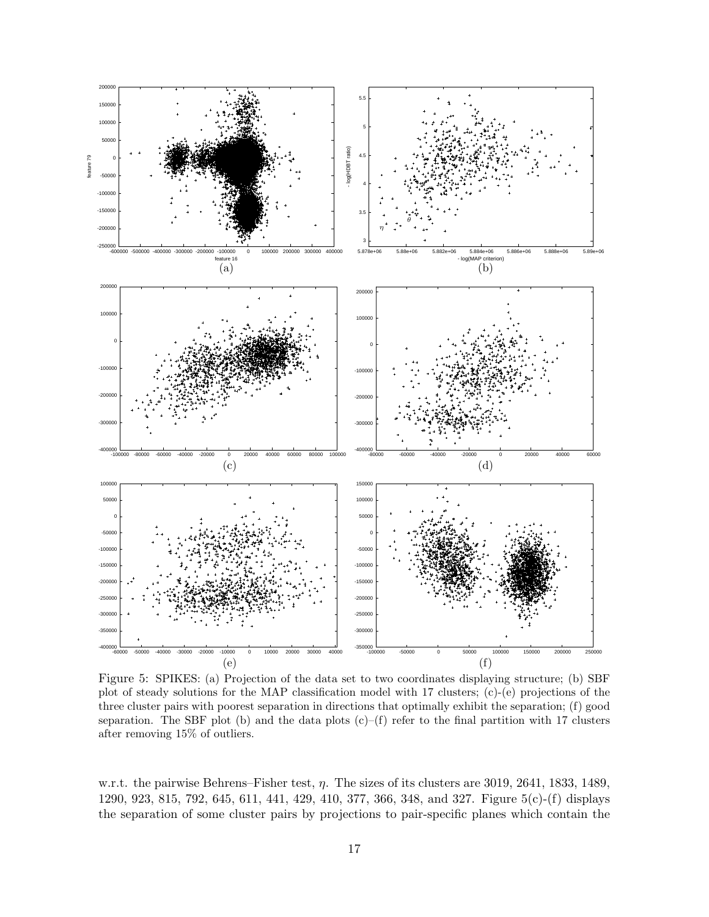Figure 5: SPIKES: (a) Projection of the data set to two coordinates displaying structure; (b) SBF plot of steady solutions for the MAP classification model with 17 clusters; (c)-(e) projections of the three cluster pairs with poorest separation in directions that optimally exhibit the separation; (f) good separation. The SBF plot (b) and the data plots (c)–(f) refer to the final partition with 17 clusters after removing 15% of outliers.

w.r.t. the pairwise Behrens–Fisher test, $\eta$. The sizes of its clusters are 3019, 2641, 1833, 1489, 1290, 923, 815, 792, 645, 611, 441, 429, 410, 377, 366, 348, and 327. Figure 5(c)-(f) displays the separation of some cluster pairs by projections to pair-specific planes which contain the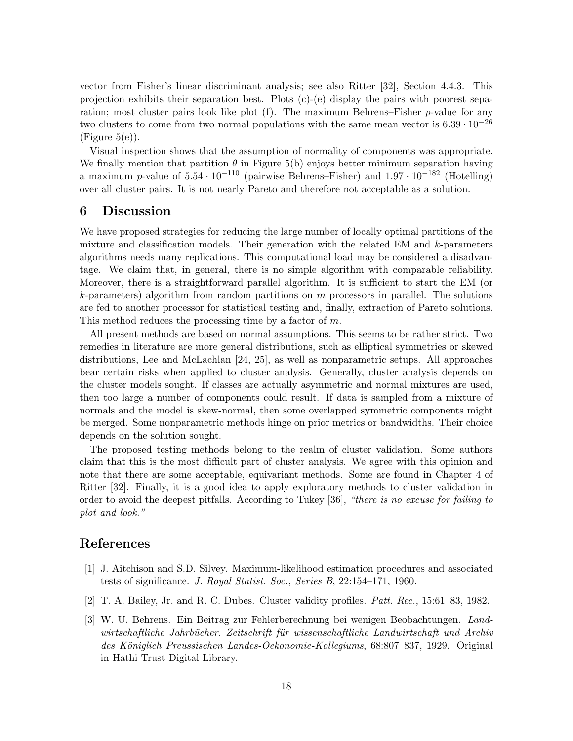vector from Fisher's linear discriminant analysis; see also Ritter [32], Section 4.4.3. This projection exhibits their separation best. Plots (c)-(e) display the pairs with poorest separation; most cluster pairs look like plot (f). The maximum Behrens–Fisher $p$-value for any two clusters to come from two normal populations with the same mean vector is $6.39 \cdot 10^{-26}$ (Figure 5(e)).

Visual inspection shows that the assumption of normality of components was appropriate. We finally mention that partition $\theta$ in Figure 5(b) enjoys better minimum separation having a maximum $p$-value of $5.54 \cdot 10^{-110}$ (pairwise Behrens–Fisher) and $1.97 \cdot 10^{-182}$ (Hotelling) over all cluster pairs. It is not nearly Pareto and therefore not acceptable as a solution.

## 6 Discussion

We have proposed strategies for reducing the large number of locally optimal partitions of the mixture and classification models. Their generation with the related EM and $k$-parameters algorithms needs many replications. This computational load may be considered a disadvantage. We claim that, in general, there is no simple algorithm with comparable reliability. Moreover, there is a straightforward parallel algorithm. It is sufficient to start the EM (or $k$-parameters) algorithm from random partitions on $m$ processors in parallel. The solutions are fed to another processor for statistical testing and, finally, extraction of Pareto solutions. This method reduces the processing time by a factor of $m$.

All present methods are based on normal assumptions. This seems to be rather strict. Two remedies in literature are more general distributions, such as elliptical symmetries or skewed distributions, Lee and McLachlan [24, 25], as well as nonparametric setups. All approaches bear certain risks when applied to cluster analysis. Generally, cluster analysis depends on the cluster models sought. If classes are actually asymmetric and normal mixtures are used, then too large a number of components could result. If data is sampled from a mixture of normals and the model is skew-normal, then some overlapped symmetric components might be merged. Some nonparametric methods hinge on prior metrics or bandwidths. Their choice depends on the solution sought.

The proposed testing methods belong to the realm of cluster validation. Some authors claim that this is the most difficult part of cluster analysis. We agree with this opinion and note that there are some acceptable, equivariant methods. Some are found in Chapter 4 of Ritter [32]. Finally, it is a good idea to apply exploratory methods to cluster validation in order to avoid the deepest pitfalls. According to Tukey [36], *"there is no excuse for failing to plot and look."*

## References

[1] J. Aitchison and S.D. Silvey. Maximum-likelihood estimation procedures and associated tests of significance. *J. Royal Statist. Soc., Series B*, 22:154–171, 1960.

[2] T. A. Bailey, Jr. and R. C. Dubes. Cluster validity profiles. *Patt. Rec.*, 15:61–83, 1982.

[3] W. U. Behrens. Ein Beitrag zur Fehlerberechnung bei wenigen Beobachtungen. *Landwirtschaftliche Jahrbücher. Zeitschrift für wissenschaftliche Landwirtschaft und Archiv des Königlich Preussischen Landes-Oekonomie-Kollegiums*, 68:807–837, 1929. Original in Hathi Trust Digital Library.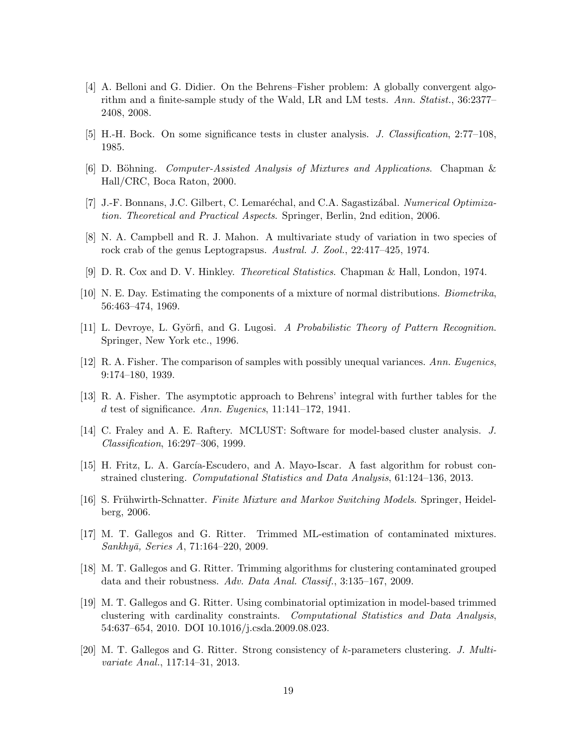[4] A. Belloni and G. Didier. On the Behrens–Fisher problem: A globally convergent algorithm and a finite-sample study of the Wald, LR and LM tests. *Ann. Statist.*, 36:2377–2408, 2008.

[5] H.-H. Bock. On some significance tests in cluster analysis. *J. Classification*, 2:77–108, 1985.

[6] D. Böhning. *Computer-Assisted Analysis of Mixtures and Applications*. Chapman & Hall/CRC, Boca Raton, 2000.

[7] J.-F. Bonnans, J.C. Gilbert, C. Lemaréchal, and C.A. Sagastizábal. *Numerical Optimization. Theoretical and Practical Aspects*. Springer, Berlin, 2nd edition, 2006.

[8] N. A. Campbell and R. J. Mahon. A multivariate study of variation in two species of rock crab of the genus Leptograpsus. *Austral. J. Zool.*, 22:417–425, 1974.

[9] D. R. Cox and D. V. Hinkley. *Theoretical Statistics*. Chapman & Hall, London, 1974.

[10] N. E. Day. Estimating the components of a mixture of normal distributions. *Biometrika*, 56:463–474, 1969.

[11] L. Devroye, L. Györfi, and G. Lugosi. *A Probabilistic Theory of Pattern Recognition*. Springer, New York etc., 1996.

[12] R. A. Fisher. The comparison of samples with possibly unequal variances. *Ann. Eugenics*, 9:174–180, 1939.

[13] R. A. Fisher. The asymptotic approach to Behrens' integral with further tables for the $d$ test of significance. *Ann. Eugenics*, 11:141–172, 1941.

[14] C. Fraley and A. E. Raftery. MCLUST: Software for model-based cluster analysis. *J. Classification*, 16:297–306, 1999.

[15] H. Fritz, L. A. García-Escudero, and A. Mayo-Iscar. A fast algorithm for robust constrained clustering. *Computational Statistics and Data Analysis*, 61:124–136, 2013.

[16] S. Frühwirth-Schnatter. *Finite Mixture and Markov Switching Models*. Springer, Heidelberg, 2006.

[17] M. T. Gallegos and G. Ritter. Trimmed ML-estimation of contaminated mixtures. *Sankhyā, Series A*, 71:164–220, 2009.

[18] M. T. Gallegos and G. Ritter. Trimming algorithms for clustering contaminated grouped data and their robustness. *Adv. Data Anal. Classif.*, 3:135–167, 2009.

[19] M. T. Gallegos and G. Ritter. Using combinatorial optimization in model-based trimmed clustering with cardinality constraints. *Computational Statistics and Data Analysis*, 54:637–654, 2010. DOI 10.1016/j.csda.2009.08.023.

[20] M. T. Gallegos and G. Ritter. Strong consistency of $k$-parameters clustering. *J. Multivariate Anal.*, 117:14–31, 2013.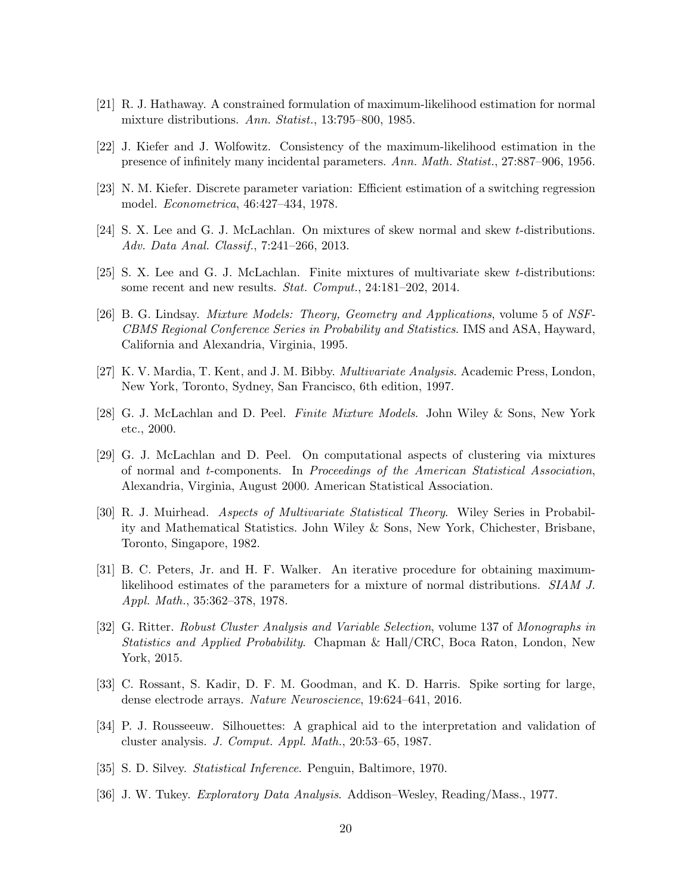[21] R. J. Hathaway. A constrained formulation of maximum-likelihood estimation for normal mixture distributions. *Ann. Statist.*, 13:795–800, 1985.

[22] J. Kiefer and J. Wolfowitz. Consistency of the maximum-likelihood estimation in the presence of infinitely many incidental parameters. *Ann. Math. Statist.*, 27:887–906, 1956.

[23] N. M. Kiefer. Discrete parameter variation: Efficient estimation of a switching regression model. *Econometrica*, 46:427–434, 1978.

[24] S. X. Lee and G. J. McLachlan. On mixtures of skew normal and skew $t$-distributions. *Adv. Data Anal. Classif.*, 7:241–266, 2013.

[25] S. X. Lee and G. J. McLachlan. Finite mixtures of multivariate skew $t$-distributions: some recent and new results. *Stat. Comput.*, 24:181–202, 2014.

[26] B. G. Lindsay. *Mixture Models: Theory, Geometry and Applications*, volume 5 of *NSF-CBMS Regional Conference Series in Probability and Statistics*. IMS and ASA, Hayward, California and Alexandria, Virginia, 1995.

[27] K. V. Mardia, T. Kent, and J. M. Bibby. *Multivariate Analysis*. Academic Press, London, New York, Toronto, Sydney, San Francisco, 6th edition, 1997.

[28] G. J. McLachlan and D. Peel. *Finite Mixture Models*. John Wiley & Sons, New York etc., 2000.

[29] G. J. McLachlan and D. Peel. On computational aspects of clustering via mixtures of normal and $t$-components. In *Proceedings of the American Statistical Association*, Alexandria, Virginia, August 2000. American Statistical Association.

[30] R. J. Muirhead. *Aspects of Multivariate Statistical Theory*. Wiley Series in Probability and Mathematical Statistics. John Wiley & Sons, New York, Chichester, Brisbane, Toronto, Singapore, 1982.

[31] B. C. Peters, Jr. and H. F. Walker. An iterative procedure for obtaining maximum-likelihood estimates of the parameters for a mixture of normal distributions. *SIAM J. Appl. Math.*, 35:362–378, 1978.

[32] G. Ritter. *Robust Cluster Analysis and Variable Selection*, volume 137 of *Monographs in Statistics and Applied Probability*. Chapman & Hall/CRC, Boca Raton, London, New York, 2015.

[33] C. Rossant, S. Kadir, D. F. M. Goodman, and K. D. Harris. Spike sorting for large, dense electrode arrays. *Nature Neuroscience*, 19:624–641, 2016.

[34] P. J. Rousseeuw. Silhouettes: A graphical aid to the interpretation and validation of cluster analysis. *J. Comput. Appl. Math.*, 20:53–65, 1987.

[35] S. D. Silvey. *Statistical Inference*. Penguin, Baltimore, 1970.

[36] J. W. Tukey. *Exploratory Data Analysis*. Addison–Wesley, Reading/Mass., 1977.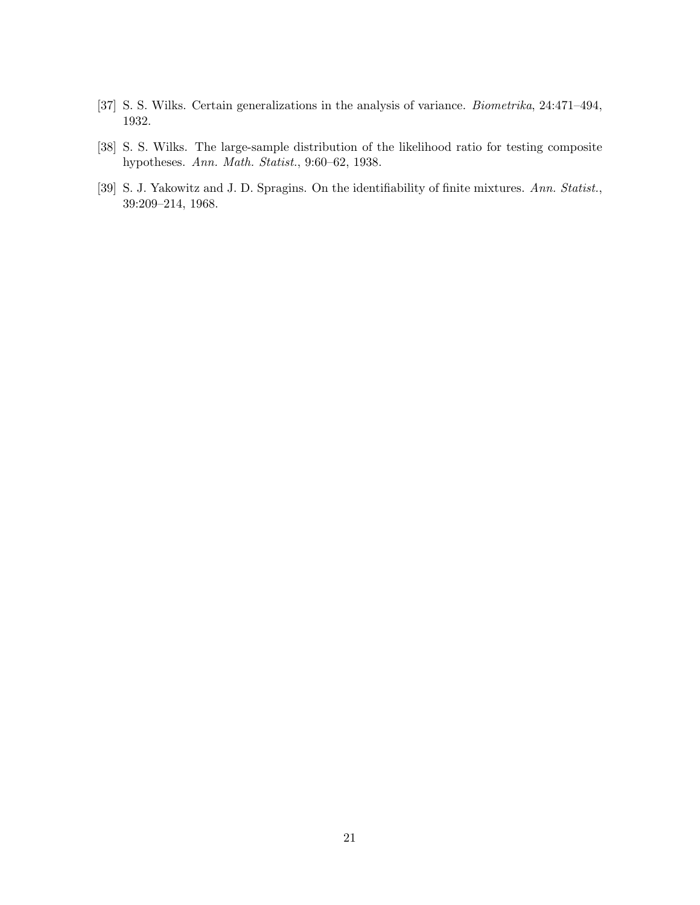[37] S. S. Wilks. Certain generalizations in the analysis of variance. *Biometrika*, 24:471–494, 1932.

[38] S. S. Wilks. The large-sample distribution of the likelihood ratio for testing composite hypotheses. *Ann. Math. Statist.*, 9:60–62, 1938.

[39] S. J. Yakowitz and J. D. Spragins. On the identifiability of finite mixtures. *Ann. Statist.*, 39:209–214, 1968.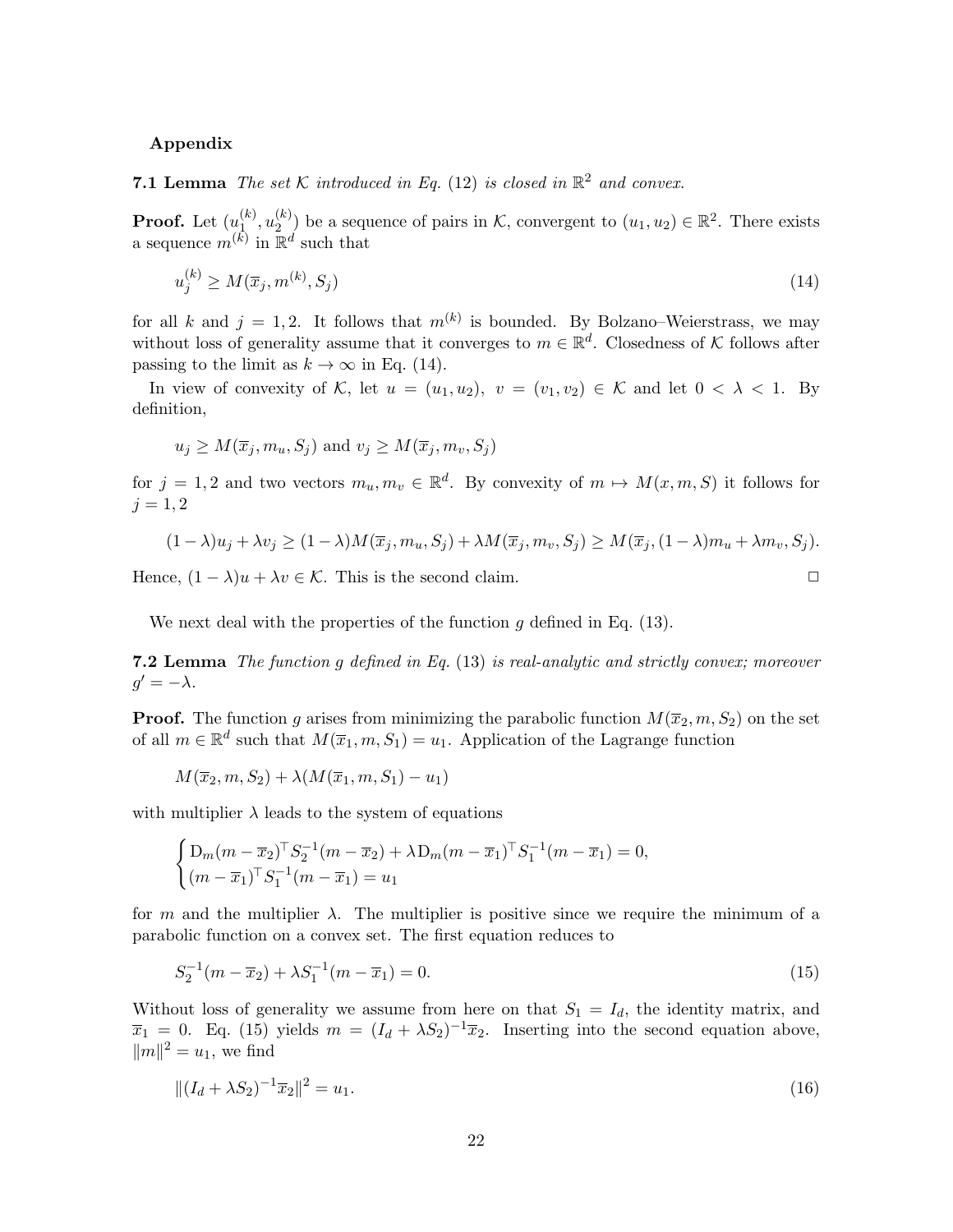**Appendix**

**7.1 Lemma** *The set $\mathcal{K}$ introduced in Eq.* (12) *is closed in* $\mathbb{R}^2$ *and convex.*

**Proof.** Let $(u_1^{(k)}, u_2^{(k)})$ be a sequence of pairs in $\mathcal{K}$, convergent to $(u_1, u_2) \in \mathbb{R}^2$. There exists a sequence $m^{(k)}$ in $\mathbb{R}^d$ such that

$$u_j^{(k)} \geq M(\overline{x}_j, m^{(k)}, S_j) \tag{14}$$

for all $k$ and $j = 1, 2$. It follows that $m^{(k)}$ is bounded. By Bolzano–Weierstrass, we may without loss of generality assume that it converges to $m \in \mathbb{R}^d$. Closedness of $\mathcal{K}$ follows after passing to the limit as $k \to \infty$ in Eq. (14).

In view of convexity of $\mathcal{K}$, let $u = (u_1, u_2)$, $v = (v_1, v_2) \in \mathcal{K}$ and let $0 < \lambda < 1$. By definition,

$$u_j \geq M(\overline{x}_j, m_u, S_j) \text{ and } v_j \geq M(\overline{x}_j, m_v, S_j)$$

for $j = 1, 2$ and two vectors $m_u, m_v \in \mathbb{R}^d$. By convexity of $m \mapsto M(x, m, S)$ it follows for $j = 1, 2$

$$(1-\lambda)u_j + \lambda v_j \geq (1-\lambda)M(\overline{x}_j, m_u, S_j) + \lambda M(\overline{x}_j, m_v, S_j) \geq M(\overline{x}_j, (1-\lambda)m_u + \lambda m_v, S_j).$$

Hence, $(1-\lambda)u + \lambda v \in \mathcal{K}$. This is the second claim. $\Box$

We next deal with the properties of the function $g$ defined in Eq. (13).

**7.2 Lemma** *The function $g$ defined in Eq.* (13) *is real-analytic and strictly convex; moreover* $g' = -\lambda$.

**Proof.** The function $g$ arises from minimizing the parabolic function $M(\overline{x}_2, m, S_2)$ on the set of all $m \in \mathbb{R}^d$ such that $M(\overline{x}_1, m, S_1) = u_1$. Application of the Lagrange function

$$M(\overline{x}_2, m, S_2) + \lambda(M(\overline{x}_1, m, S_1) - u_1)$$

with multiplier $\lambda$ leads to the system of equations

$$\begin{cases} \mathrm{D}_m(m-\overline{x}_2)^\top S_2^{-1}(m-\overline{x}_2) + \lambda \mathrm{D}_m(m-\overline{x}_1)^\top S_1^{-1}(m-\overline{x}_1) = 0, \\ (m-\overline{x}_1)^\top S_1^{-1}(m-\overline{x}_1) = u_1 \end{cases}$$

for $m$ and the multiplier $\lambda$. The multiplier is positive since we require the minimum of a parabolic function on a convex set. The first equation reduces to

$$S_2^{-1}(m-\overline{x}_2) + \lambda S_1^{-1}(m-\overline{x}_1) = 0. \tag{15}$$

Without loss of generality we assume from here on that $S_1 = I_d$, the identity matrix, and $\overline{x}_1 = 0$. Eq. (15) yields $m = (I_d + \lambda S_2)^{-1}\overline{x}_2$. Inserting into the second equation above, $\|m\|^2 = u_1$, we find

$$\|(I_d + \lambda S_2)^{-1}\overline{x}_2\|^2 = u_1. \tag{16}$$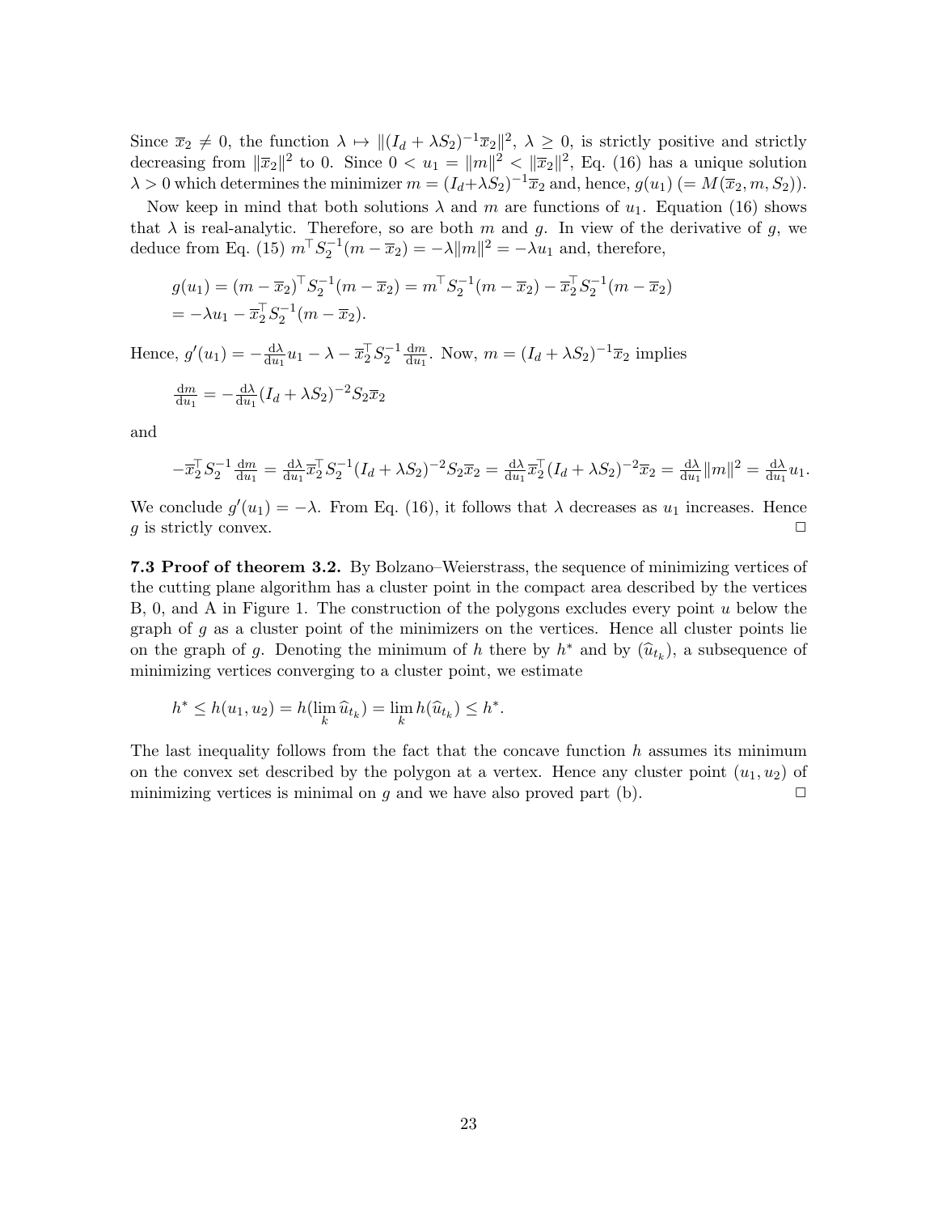Since $\overline{x}_2 \neq 0$, the function $\lambda \mapsto \|(I_d + \lambda S_2)^{-1}\overline{x}_2\|^2$, $\lambda \geq 0$, is strictly positive and strictly decreasing from $\|\overline{x}_2\|^2$ to 0. Since $0 < u_1 = \|m\|^2 < \|\overline{x}_2\|^2$, Eq. (16) has a unique solution $\lambda > 0$ which determines the minimizer $m = (I_d + \lambda S_2)^{-1}\overline{x}_2$ and, hence, $g(u_1)$ $(= M(\overline{x}_2, m, S_2))$.

Now keep in mind that both solutions $\lambda$ and $m$ are functions of $u_1$. Equation (16) shows that $\lambda$ is real-analytic. Therefore, so are both $m$ and $g$. In view of the derivative of $g$, we deduce from Eq. (15) $m^\top S_2^{-1}(m - \overline{x}_2) = -\lambda\|m\|^2 = -\lambda u_1$ and, therefore,

$$
\begin{aligned}
g(u_1) &= (m - \overline{x}_2)^\top S_2^{-1}(m - \overline{x}_2) = m^\top S_2^{-1}(m - \overline{x}_2) - \overline{x}_2^\top S_2^{-1}(m - \overline{x}_2) \\
&= -\lambda u_1 - \overline{x}_2^\top S_2^{-1}(m - \overline{x}_2).
\end{aligned}
$$

Hence, $g'(u_1) = -\frac{\mathrm{d}\lambda}{\mathrm{d}u_1}u_1 - \lambda - \overline{x}_2^\top S_2^{-1}\frac{\mathrm{d}m}{\mathrm{d}u_1}$. Now, $m = (I_d + \lambda S_2)^{-1}\overline{x}_2$ implies

$$
\frac{\mathrm{d}m}{\mathrm{d}u_1} = -\frac{\mathrm{d}\lambda}{\mathrm{d}u_1}(I_d + \lambda S_2)^{-2}S_2\overline{x}_2
$$

and

$$
-\overline{x}_2^\top S_2^{-1}\frac{\mathrm{d}m}{\mathrm{d}u_1} = \frac{\mathrm{d}\lambda}{\mathrm{d}u_1}\overline{x}_2^\top S_2^{-1}(I_d + \lambda S_2)^{-2}S_2\overline{x}_2 = \frac{\mathrm{d}\lambda}{\mathrm{d}u_1}\overline{x}_2^\top(I_d + \lambda S_2)^{-2}\overline{x}_2 = \frac{\mathrm{d}\lambda}{\mathrm{d}u_1}\|m\|^2 = \frac{\mathrm{d}\lambda}{\mathrm{d}u_1}u_1.
$$

We conclude $g'(u_1) = -\lambda$. From Eq. (16), it follows that $\lambda$ decreases as $u_1$ increases. Hence $g$ is strictly convex. □

**7.3 Proof of theorem 3.2.** By Bolzano–Weierstrass, the sequence of minimizing vertices of the cutting plane algorithm has a cluster point in the compact area described by the vertices B, 0, and A in Figure 1. The construction of the polygons excludes every point $u$ below the graph of $g$ as a cluster point of the minimizers on the vertices. Hence all cluster points lie on the graph of $g$. Denoting the minimum of $h$ there by $h^*$ and by $(\widehat{u}_{t_k})$, a subsequence of minimizing vertices converging to a cluster point, we estimate

$$
h^* \leq h(u_1, u_2) = h(\lim_k \widehat{u}_{t_k}) = \lim_k h(\widehat{u}_{t_k}) \leq h^*.
$$

The last inequality follows from the fact that the concave function $h$ assumes its minimum on the convex set described by the polygon at a vertex. Hence any cluster point $(u_1, u_2)$ of minimizing vertices is minimal on $g$ and we have also proved part (b). □